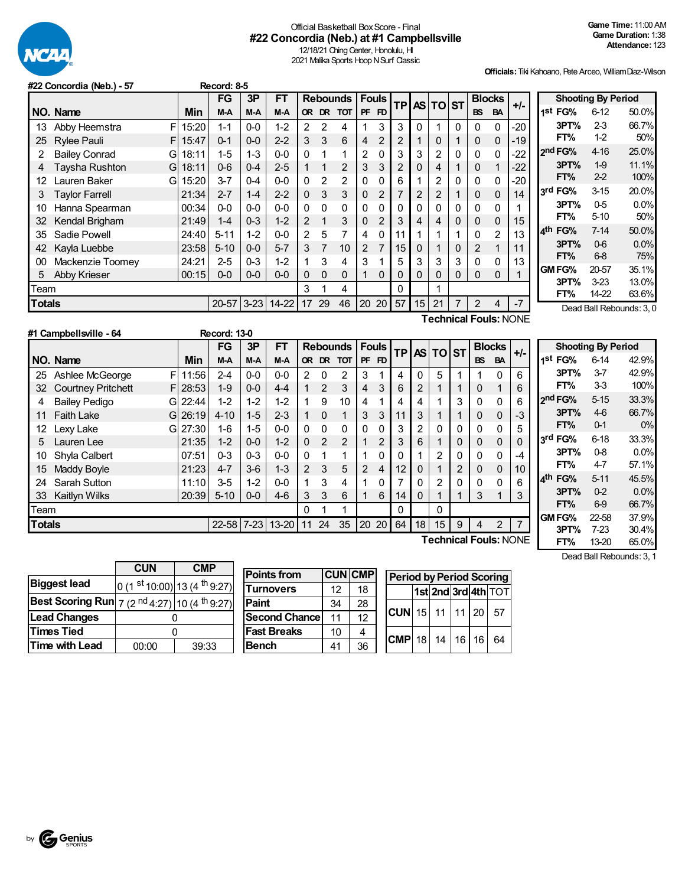# Official Basketball Box Score - Final

## #22 Concordia (Neb.) at #1 Campbellsville

12/18/21 Ching Center, Honolulu, HI

2021 Malika Sports Hoop N Surf Classic

**Game Time:** 11:00 AM
**Game Duration:** 1:38
**Attendance:** 123

**Officials:** Tiki Kahoano, Pete Arceo, William Diaz-Wilson

### #22 Concordia (Neb.) - 57 — Record: 8-5

| NO. | Name | | Min | FG M-A | 3P M-A | FT M-A | Rebounds OR | DR | TOT | Fouls PF | FD | TP | AS | TO | ST | Blocks BS | BA | +/- |
|---|---|---|---|---|---|---|---|---|---|---|---|---|---|---|---|---|---|---|
| 13 | Abby Heemstra | F | 15:20 | 1-1 | 0-0 | 1-2 | 2 | 2 | 4 | 1 | 3 | 3 | 0 | 1 | 0 | 0 | 0 | -20 |
| 25 | Rylee Pauli | F | 15:47 | 0-1 | 0-0 | 2-2 | 3 | 3 | 6 | 4 | 2 | 2 | 1 | 0 | 1 | 0 | 0 | -19 |
| 2 | Bailey Conrad | G | 18:11 | 1-5 | 1-3 | 0-0 | 0 | 1 | 1 | 2 | 0 | 3 | 3 | 2 | 0 | 0 | 0 | -22 |
| 4 | Taysha Rushton | G | 18:11 | 0-6 | 0-4 | 2-5 | 1 | 1 | 2 | 3 | 3 | 2 | 0 | 4 | 1 | 0 | 1 | -22 |
| 12 | Lauren Baker | G | 15:20 | 3-7 | 0-4 | 0-0 | 0 | 2 | 2 | 0 | 0 | 6 | 1 | 2 | 0 | 0 | 0 | -20 |
| 3 | Taylor Farrell | | 21:34 | 2-7 | 1-4 | 2-2 | 0 | 3 | 3 | 0 | 2 | 7 | 2 | 2 | 1 | 0 | 0 | 14 |
| 10 | Hanna Spearman | | 00:34 | 0-0 | 0-0 | 0-0 | 0 | 0 | 0 | 0 | 0 | 0 | 0 | 0 | 0 | 0 | 0 | 1 |
| 32 | Kendal Brigham | | 21:49 | 1-4 | 0-3 | 1-2 | 2 | 1 | 3 | 0 | 2 | 3 | 4 | 4 | 0 | 0 | 0 | 15 |
| 35 | Sadie Powell | | 24:40 | 5-11 | 1-2 | 0-0 | 2 | 5 | 7 | 4 | 0 | 11 | 1 | 1 | 1 | 0 | 2 | 13 |
| 42 | Kayla Luebbe | | 23:58 | 5-10 | 0-0 | 5-7 | 3 | 7 | 10 | 2 | 7 | 15 | 0 | 1 | 0 | 2 | 1 | 11 |
| 00 | Mackenzie Toomey | | 24:21 | 2-5 | 0-3 | 1-2 | 1 | 3 | 4 | 3 | 1 | 5 | 3 | 3 | 3 | 0 | 0 | 13 |
| 5 | Abby Krieser | | 00:15 | 0-0 | 0-0 | 0-0 | 0 | 0 | 0 | 1 | 0 | 0 | 0 | 0 | 0 | 0 | 0 | 1 |
| | Team | | | | | | 3 | 1 | 4 | | | 0 | | 1 | | | | |
| | **Totals** | | | 20-57 | 3-23 | 14-22 | 17 | 29 | 46 | 20 | 20 | 57 | 15 | 21 | 7 | 2 | 4 | -7 |

Technical Fouls: NONE

| Shooting By Period | | |
|---|---|---|
| 1st FG% | 6-12 | 50.0% |
| 3PT% | 2-3 | 66.7% |
| FT% | 1-2 | 50% |
| 2nd FG% | 4-16 | 25.0% |
| 3PT% | 1-9 | 11.1% |
| FT% | 2-2 | 100% |
| 3rd FG% | 3-15 | 20.0% |
| 3PT% | 0-5 | 0.0% |
| FT% | 5-10 | 50% |
| 4th FG% | 7-14 | 50.0% |
| 3PT% | 0-6 | 0.0% |
| FT% | 6-8 | 75% |
| GM FG% | 20-57 | 35.1% |
| 3PT% | 3-23 | 13.0% |
| FT% | 14-22 | 63.6% |

Dead Ball Rebounds: 3, 0

### #1 Campbellsville - 64 — Record: 13-0

| NO. | Name | | Min | FG M-A | 3P M-A | FT M-A | Rebounds OR | DR | TOT | Fouls PF | FD | TP | AS | TO | ST | Blocks BS | BA | +/- |
|---|---|---|---|---|---|---|---|---|---|---|---|---|---|---|---|---|---|---|
| 25 | Ashlee McGeorge | F | 11:56 | 2-4 | 0-0 | 0-0 | 2 | 0 | 2 | 3 | 1 | 4 | 0 | 5 | 1 | 1 | 0 | 6 |
| 32 | Courtney Pritchett | F | 28:53 | 1-9 | 0-0 | 4-4 | 1 | 2 | 3 | 4 | 3 | 6 | 2 | 1 | 1 | 0 | 1 | 6 |
| 4 | Bailey Pedigo | G | 22:44 | 1-2 | 1-2 | 1-2 | 1 | 9 | 10 | 4 | 1 | 4 | 4 | 1 | 3 | 0 | 0 | 6 |
| 11 | Faith Lake | G | 26:19 | 4-10 | 1-5 | 2-3 | 1 | 0 | 1 | 3 | 3 | 11 | 3 | 1 | 1 | 0 | 0 | -3 |
| 12 | Lexy Lake | G | 27:30 | 1-6 | 1-5 | 0-0 | 0 | 0 | 0 | 0 | 0 | 3 | 2 | 0 | 0 | 0 | 0 | 5 |
| 5 | Lauren Lee | | 21:35 | 1-2 | 0-0 | 1-2 | 0 | 2 | 2 | 1 | 2 | 3 | 6 | 1 | 0 | 0 | 0 | 0 |
| 10 | Shyla Calbert | | 07:51 | 0-3 | 0-3 | 0-0 | 0 | 1 | 1 | 1 | 0 | 0 | 1 | 2 | 0 | 0 | 0 | -4 |
| 15 | Maddy Boyle | | 21:23 | 4-7 | 3-6 | 1-3 | 2 | 3 | 5 | 2 | 4 | 12 | 0 | 1 | 2 | 0 | 0 | 10 |
| 24 | Sarah Sutton | | 11:10 | 3-5 | 1-2 | 0-0 | 1 | 3 | 4 | 1 | 0 | 7 | 0 | 2 | 0 | 0 | 0 | 6 |
| 33 | Kaitlyn Wilks | | 20:39 | 5-10 | 0-0 | 4-6 | 3 | 3 | 6 | 1 | 6 | 14 | 0 | 1 | 1 | 3 | 1 | 3 |
| | Team | | | | | | 0 | 1 | 1 | | | 0 | | 0 | | | | |
| | **Totals** | | | 22-58 | 7-23 | 13-20 | 11 | 24 | 35 | 20 | 20 | 64 | 18 | 15 | 9 | 4 | 2 | 7 |

Technical Fouls: NONE

| Shooting By Period | | |
|---|---|---|
| 1st FG% | 6-14 | 42.9% |
| 3PT% | 3-7 | 42.9% |
| FT% | 3-3 | 100% |
| 2nd FG% | 5-15 | 33.3% |
| 3PT% | 4-6 | 66.7% |
| FT% | 0-1 | 0% |
| 3rd FG% | 6-18 | 33.3% |
| 3PT% | 0-8 | 0.0% |
| FT% | 4-7 | 57.1% |
| 4th FG% | 5-11 | 45.5% |
| 3PT% | 0-2 | 0.0% |
| FT% | 6-9 | 66.7% |
| GM FG% | 22-58 | 37.9% |
| 3PT% | 7-23 | 30.4% |
| FT% | 13-20 | 65.0% |

Dead Ball Rebounds: 3, 1

| | CUN | CMP |
|---|---|---|
| Biggest lead | 0 (1st 10:00) | 13 (4th 9:27) |
| Best Scoring Run | 7 (2nd 4:27) | 10 (4th 9:27) |
| Lead Changes | 0 | |
| Times Tied | 0 | |
| Time with Lead | 00:00 | 39:33 |

| Points from | CUN | CMP |
|---|---|---|
| Turnovers | 12 | 18 |
| Paint | 34 | 28 |
| Second Chance | 11 | 12 |
| Fast Breaks | 10 | 4 |
| Bench | 41 | 36 |

| Period by Period Scoring | 1st | 2nd | 3rd | 4th | TOT |
|---|---|---|---|---|---|
| CUN | 15 | 11 | 11 | 20 | 57 |
| CMP | 18 | 14 | 16 | 16 | 64 |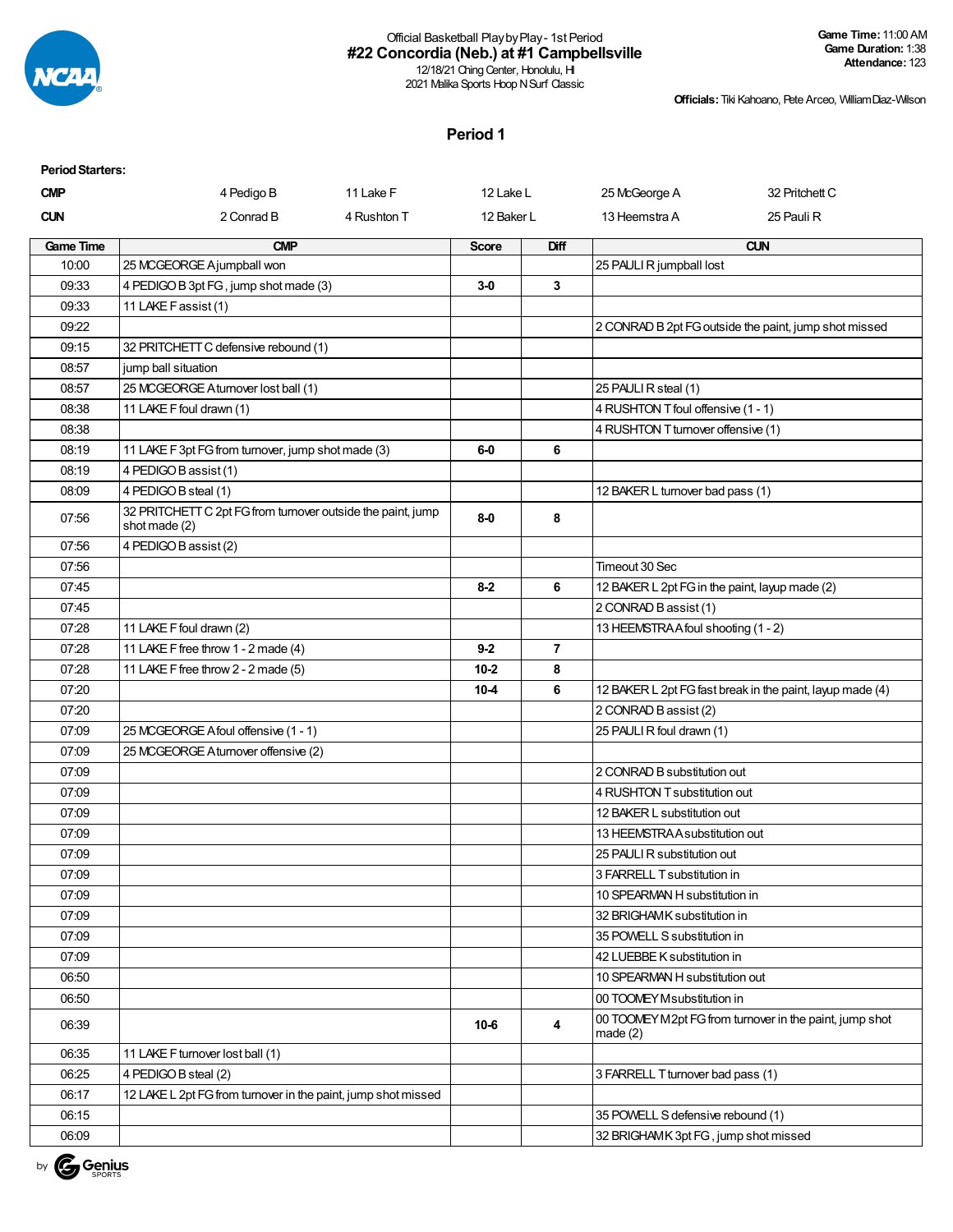Official Basketball Play by Play - 1st Period

# #22 Concordia (Neb.) at #1 Campbellsville

12/18/21 Ching Center, Honolulu, HI
2021 Malika Sports Hoop N Surf Classic

**Game Time:** 11:00 AM
**Game Duration:** 1:38
**Attendance:** 123

**Officials:** Tiki Kahoano, Pete Arceo, William Diaz-Wilson

## Period 1

**Period Starters:**

| | | | | | |
|---|---|---|---|---|---|
| **CMP** | 4 Pedigo B | 11 Lake F | 12 Lake L | 25 McGeorge A | 32 Pritchett C |
| **CUN** | 2 Conrad B | 4 Rushton T | 12 Baker L | 13 Heemstra A | 25 Pauli R |

| Game Time | CMP | Score | Diff | CUN |
|---|---|---|---|---|
| 10:00 | 25 MCGEORGE A jumpball won | | | 25 PAULI R jumpball lost |
| 09:33 | 4 PEDIGO B 3pt FG , jump shot made (3) | 3-0 | 3 | |
| 09:33 | 11 LAKE F assist (1) | | | |
| 09:22 | | | | 2 CONRAD B 2pt FG outside the paint, jump shot missed |
| 09:15 | 32 PRITCHETT C defensive rebound (1) | | | |
| 08:57 | jump ball situation | | | |
| 08:57 | 25 MCGEORGE A turnover lost ball (1) | | | 25 PAULI R steal (1) |
| 08:38 | 11 LAKE F foul drawn (1) | | | 4 RUSHTON T foul offensive (1 - 1) |
| 08:38 | | | | 4 RUSHTON T turnover offensive (1) |
| 08:19 | 11 LAKE F 3pt FG from turnover, jump shot made (3) | 6-0 | 6 | |
| 08:19 | 4 PEDIGO B assist (1) | | | |
| 08:09 | 4 PEDIGO B steal (1) | | | 12 BAKER L turnover bad pass (1) |
| 07:56 | 32 PRITCHETT C 2pt FG from turnover outside the paint, jump shot made (2) | 8-0 | 8 | |
| 07:56 | 4 PEDIGO B assist (2) | | | |
| 07:56 | | | | Timeout 30 Sec |
| 07:45 | | 8-2 | 6 | 12 BAKER L 2pt FG in the paint, layup made (2) |
| 07:45 | | | | 2 CONRAD B assist (1) |
| 07:28 | 11 LAKE F foul drawn (2) | | | 13 HEEMSTRA A foul shooting (1 - 2) |
| 07:28 | 11 LAKE F free throw 1 - 2 made (4) | 9-2 | 7 | |
| 07:28 | 11 LAKE F free throw 2 - 2 made (5) | 10-2 | 8 | |
| 07:20 | | 10-4 | 6 | 12 BAKER L 2pt FG fast break in the paint, layup made (4) |
| 07:20 | | | | 2 CONRAD B assist (2) |
| 07:09 | 25 MCGEORGE A foul offensive (1 - 1) | | | 25 PAULI R foul drawn (1) |
| 07:09 | 25 MCGEORGE A turnover offensive (2) | | | |
| 07:09 | | | | 2 CONRAD B substitution out |
| 07:09 | | | | 4 RUSHTON T substitution out |
| 07:09 | | | | 12 BAKER L substitution out |
| 07:09 | | | | 13 HEEMSTRA A substitution out |
| 07:09 | | | | 25 PAULI R substitution out |
| 07:09 | | | | 3 FARRELL T substitution in |
| 07:09 | | | | 10 SPEARMAN H substitution in |
| 07:09 | | | | 32 BRIGHAM K substitution in |
| 07:09 | | | | 35 POWELL S substitution in |
| 07:09 | | | | 42 LUEBBE K substitution in |
| 06:50 | | | | 10 SPEARMAN H substitution out |
| 06:50 | | | | 00 TOOMEY M substitution in |
| 06:39 | | 10-6 | 4 | 00 TOOMEY M 2pt FG from turnover in the paint, jump shot made (2) |
| 06:35 | 11 LAKE F turnover lost ball (1) | | | |
| 06:25 | 4 PEDIGO B steal (2) | | | 3 FARRELL T turnover bad pass (1) |
| 06:17 | 12 LAKE L 2pt FG from turnover in the paint, jump shot missed | | | |
| 06:15 | | | | 35 POWELL S defensive rebound (1) |
| 06:09 | | | | 32 BRIGHAM K 3pt FG , jump shot missed |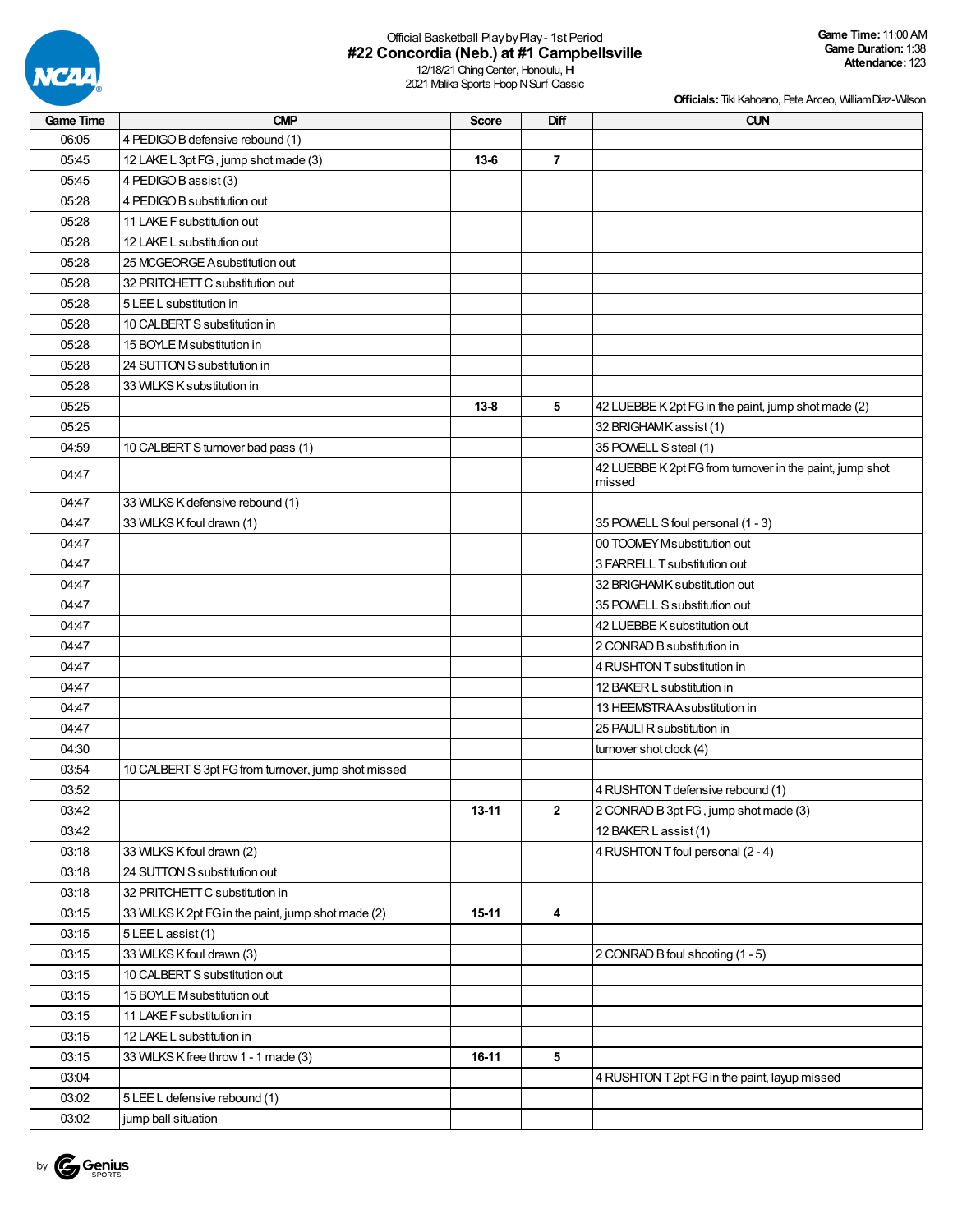Official Basketball Play by Play - 1st Period

# #22 Concordia (Neb.) at #1 Campbellsville

12/18/21 Ching Center, Honolulu, HI
2021 Malika Sports Hoop N Surf Classic

**Game Time:** 11:00 AM
**Game Duration:** 1:38
**Attendance:** 123

**Officials:** Tiki Kahoano, Pete Arceo, William Diaz-Wilson

| Game Time | CMP | Score | Diff | CUN |
|---|---|---|---|---|
| 06:05 | 4 PEDIGO B defensive rebound (1) | | | |
| 05:45 | 12 LAKE L 3pt FG , jump shot made (3) | 13-6 | 7 | |
| 05:45 | 4 PEDIGO B assist (3) | | | |
| 05:28 | 4 PEDIGO B substitution out | | | |
| 05:28 | 11 LAKE F substitution out | | | |
| 05:28 | 12 LAKE L substitution out | | | |
| 05:28 | 25 MCGEORGE A substitution out | | | |
| 05:28 | 32 PRITCHETT C substitution out | | | |
| 05:28 | 5 LEE L substitution in | | | |
| 05:28 | 10 CALBERT S substitution in | | | |
| 05:28 | 15 BOYLE M substitution in | | | |
| 05:28 | 24 SUTTON S substitution in | | | |
| 05:28 | 33 WILKS K substitution in | | | |
| 05:25 | | 13-8 | 5 | 42 LUEBBE K 2pt FG in the paint, jump shot made (2) |
| 05:25 | | | | 32 BRIGHAM K assist (1) |
| 04:59 | 10 CALBERT S turnover bad pass (1) | | | 35 POWELL S steal (1) |
| 04:47 | | | | 42 LUEBBE K 2pt FG from turnover in the paint, jump shot missed |
| 04:47 | 33 WILKS K defensive rebound (1) | | | |
| 04:47 | 33 WILKS K foul drawn (1) | | | 35 POWELL S foul personal (1 - 3) |
| 04:47 | | | | 00 TOOMEY M substitution out |
| 04:47 | | | | 3 FARRELL T substitution out |
| 04:47 | | | | 32 BRIGHAM K substitution out |
| 04:47 | | | | 35 POWELL S substitution out |
| 04:47 | | | | 42 LUEBBE K substitution out |
| 04:47 | | | | 2 CONRAD B substitution in |
| 04:47 | | | | 4 RUSHTON T substitution in |
| 04:47 | | | | 12 BAKER L substitution in |
| 04:47 | | | | 13 HEEMSTRA A substitution in |
| 04:47 | | | | 25 PAULI R substitution in |
| 04:30 | | | | turnover shot clock (4) |
| 03:54 | 10 CALBERT S 3pt FG from turnover, jump shot missed | | | |
| 03:52 | | | | 4 RUSHTON T defensive rebound (1) |
| 03:42 | | 13-11 | 2 | 2 CONRAD B 3pt FG , jump shot made (3) |
| 03:42 | | | | 12 BAKER L assist (1) |
| 03:18 | 33 WILKS K foul drawn (2) | | | 4 RUSHTON T foul personal (2 - 4) |
| 03:18 | 24 SUTTON S substitution out | | | |
| 03:18 | 32 PRITCHETT C substitution in | | | |
| 03:15 | 33 WILKS K 2pt FG in the paint, jump shot made (2) | 15-11 | 4 | |
| 03:15 | 5 LEE L assist (1) | | | |
| 03:15 | 33 WILKS K foul drawn (3) | | | 2 CONRAD B foul shooting (1 - 5) |
| 03:15 | 10 CALBERT S substitution out | | | |
| 03:15 | 15 BOYLE M substitution out | | | |
| 03:15 | 11 LAKE F substitution in | | | |
| 03:15 | 12 LAKE L substitution in | | | |
| 03:15 | 33 WILKS K free throw 1 - 1 made (3) | 16-11 | 5 | |
| 03:04 | | | | 4 RUSHTON T 2pt FG in the paint, layup missed |
| 03:02 | 5 LEE L defensive rebound (1) | | | |
| 03:02 | jump ball situation | | | |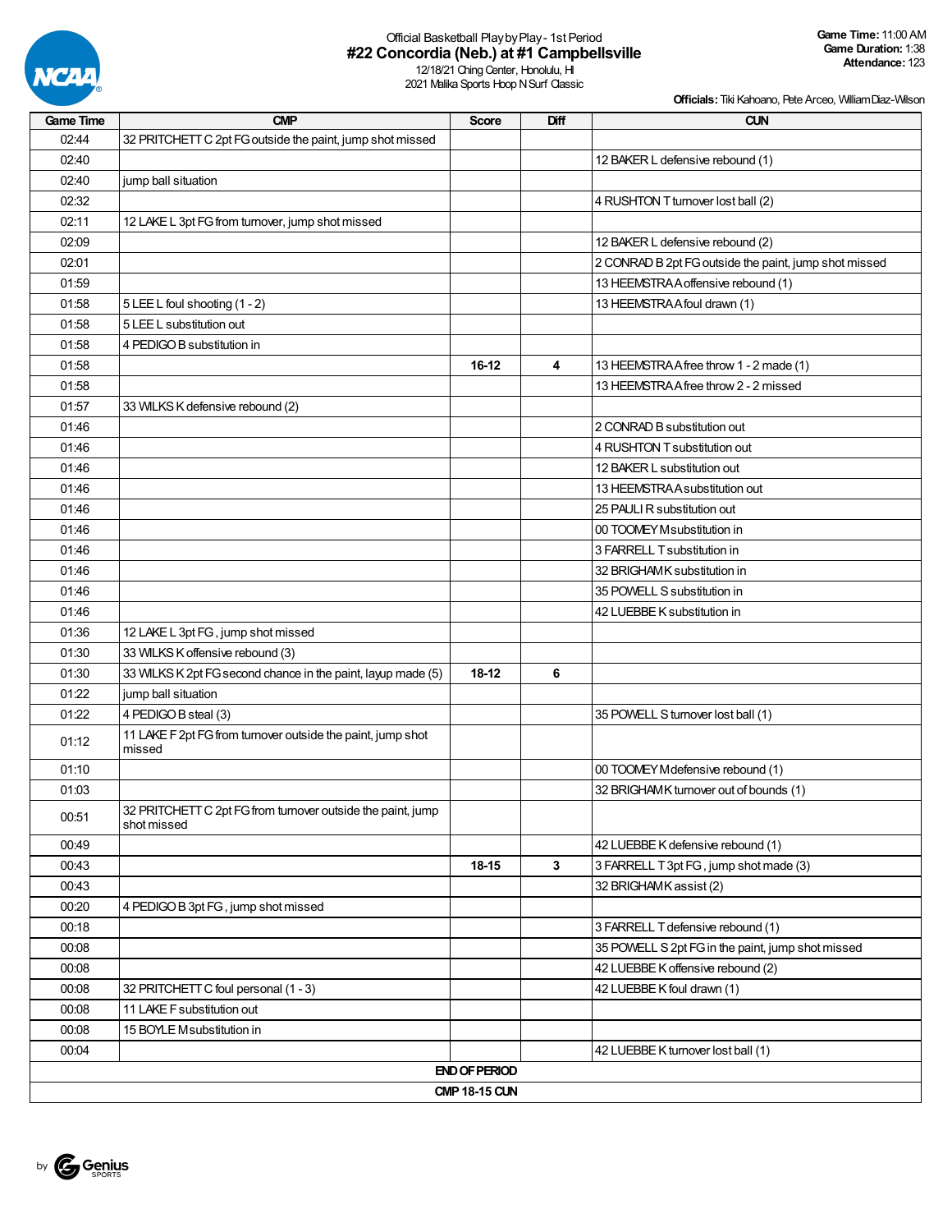Official Basketball Play by Play - 1st Period

## #22 Concordia (Neb.) at #1 Campbellsville

12/18/21 Ching Center, Honolulu, HI
2021 Malika Sports Hoop N Surf Classic

**Game Time:** 11:00 AM
**Game Duration:** 1:38
**Attendance:** 123

**Officials:** Tiki Kahoano, Pete Arceo, William Diaz-Wilson

| Game Time | CMP | Score | Diff | CUN |
|---|---|---|---|---|
| 02:44 | 32 PRITCHETT C 2pt FG outside the paint, jump shot missed | | | |
| 02:40 | | | | 12 BAKER L defensive rebound (1) |
| 02:40 | jump ball situation | | | |
| 02:32 | | | | 4 RUSHTON T turnover lost ball (2) |
| 02:11 | 12 LAKE L 3pt FG from turnover, jump shot missed | | | |
| 02:09 | | | | 12 BAKER L defensive rebound (2) |
| 02:01 | | | | 2 CONRAD B 2pt FG outside the paint, jump shot missed |
| 01:59 | | | | 13 HEEMSTRA A offensive rebound (1) |
| 01:58 | 5 LEE L foul shooting (1 - 2) | | | 13 HEEMSTRA A foul drawn (1) |
| 01:58 | 5 LEE L substitution out | | | |
| 01:58 | 4 PEDIGO B substitution in | | | |
| 01:58 | | 16-12 | 4 | 13 HEEMSTRA A free throw 1 - 2 made (1) |
| 01:58 | | | | 13 HEEMSTRA A free throw 2 - 2 missed |
| 01:57 | 33 WILKS K defensive rebound (2) | | | |
| 01:46 | | | | 2 CONRAD B substitution out |
| 01:46 | | | | 4 RUSHTON T substitution out |
| 01:46 | | | | 12 BAKER L substitution out |
| 01:46 | | | | 13 HEEMSTRA A substitution out |
| 01:46 | | | | 25 PAULI R substitution out |
| 01:46 | | | | 00 TOOMEY M substitution in |
| 01:46 | | | | 3 FARRELL T substitution in |
| 01:46 | | | | 32 BRIGHAM K substitution in |
| 01:46 | | | | 35 POWELL S substitution in |
| 01:46 | | | | 42 LUEBBE K substitution in |
| 01:36 | 12 LAKE L 3pt FG , jump shot missed | | | |
| 01:30 | 33 WILKS K offensive rebound (3) | | | |
| 01:30 | 33 WILKS K 2pt FG second chance in the paint, layup made (5) | 18-12 | 6 | |
| 01:22 | jump ball situation | | | |
| 01:22 | 4 PEDIGO B steal (3) | | | 35 POWELL S turnover lost ball (1) |
| 01:12 | 11 LAKE F 2pt FG from turnover outside the paint, jump shot missed | | | |
| 01:10 | | | | 00 TOOMEY M defensive rebound (1) |
| 01:03 | | | | 32 BRIGHAM K turnover out of bounds (1) |
| 00:51 | 32 PRITCHETT C 2pt FG from turnover outside the paint, jump shot missed | | | |
| 00:49 | | | | 42 LUEBBE K defensive rebound (1) |
| 00:43 | | 18-15 | 3 | 3 FARRELL T 3pt FG , jump shot made (3) |
| 00:43 | | | | 32 BRIGHAM K assist (2) |
| 00:20 | 4 PEDIGO B 3pt FG , jump shot missed | | | |
| 00:18 | | | | 3 FARRELL T defensive rebound (1) |
| 00:08 | | | | 35 POWELL S 2pt FG in the paint, jump shot missed |
| 00:08 | | | | 42 LUEBBE K offensive rebound (2) |
| 00:08 | 32 PRITCHETT C foul personal (1 - 3) | | | 42 LUEBBE K foul drawn (1) |
| 00:08 | 11 LAKE F substitution out | | | |
| 00:08 | 15 BOYLE M substitution in | | | |
| 00:04 | | | | 42 LUEBBE K turnover lost ball (1) |

**END OF PERIOD**

**CMP 18-15 CUN**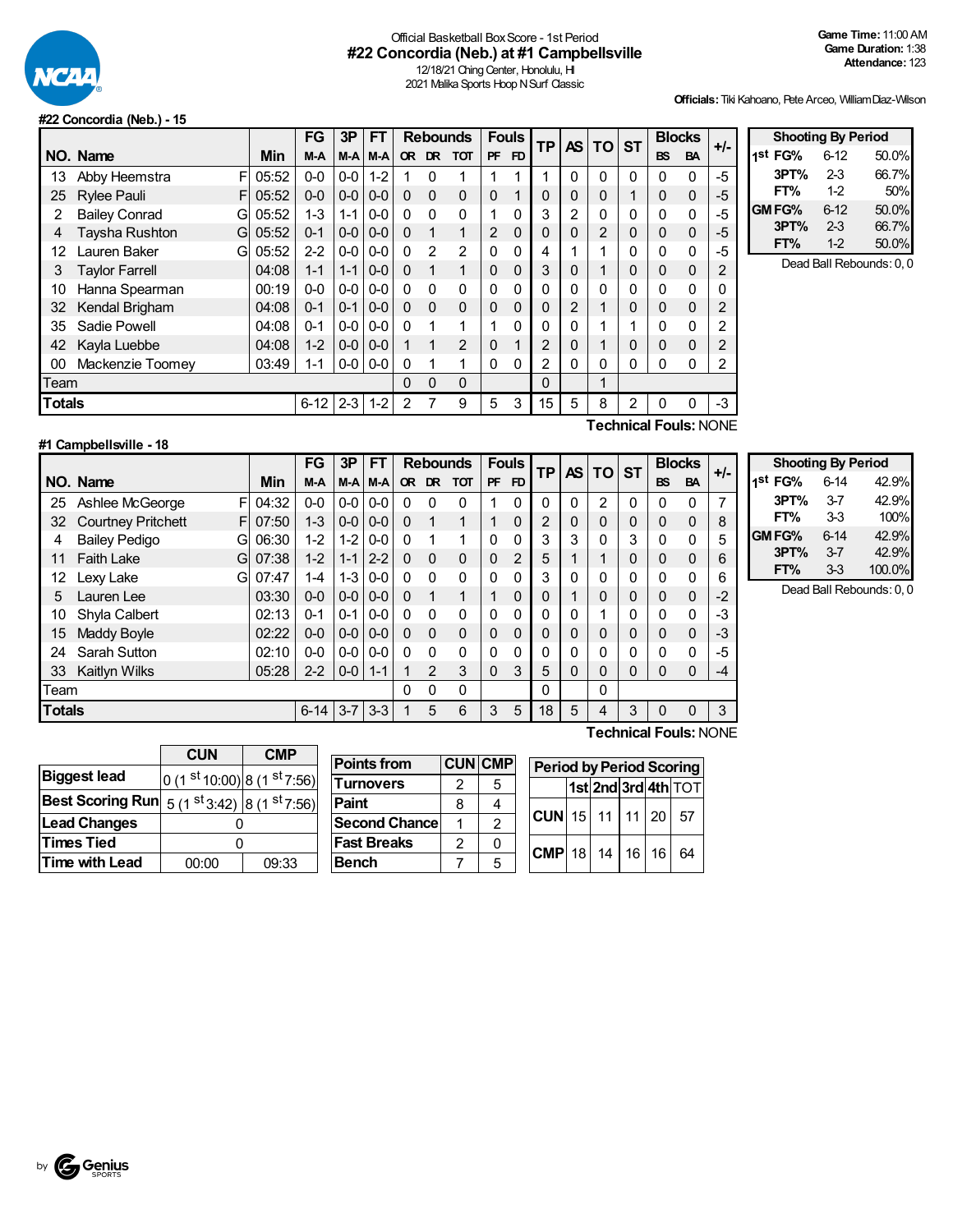Official Basketball Box Score - 1st Period

# #22 Concordia (Neb.) at #1 Campbellsville

12/18/21 Ching Center, Honolulu, HI
2021 Malika Sports Hoop N Surf Classic

**Game Time:** 11:00 AM
**Game Duration:** 1:38
**Attendance:** 123

**Officials:** Tiki Kahoano, Pete Arceo, William Diaz-Wilson

## #22 Concordia (Neb.) - 15

| NO. | Name | | Min | FG M-A | 3P M-A | FT M-A | OR | DR | TOT | PF | FD | TP | AS | TO | ST | BS | BA | +/- |
|---|---|---|---|---|---|---|---|---|---|---|---|---|---|---|---|---|---|---|
| 13 | Abby Heemstra | F | 05:52 | 0-0 | 0-0 | 1-2 | 1 | 0 | 1 | 1 | 1 | 1 | 0 | 0 | 0 | 0 | 0 | -5 |
| 25 | Rylee Pauli | F | 05:52 | 0-0 | 0-0 | 0-0 | 0 | 0 | 0 | 0 | 1 | 0 | 0 | 0 | 1 | 0 | 0 | -5 |
| 2 | Bailey Conrad | G | 05:52 | 1-3 | 1-1 | 0-0 | 0 | 0 | 0 | 1 | 0 | 3 | 2 | 0 | 0 | 0 | 0 | -5 |
| 4 | Taysha Rushton | G | 05:52 | 0-1 | 0-0 | 0-0 | 0 | 1 | 1 | 2 | 0 | 0 | 0 | 2 | 0 | 0 | 0 | -5 |
| 12 | Lauren Baker | G | 05:52 | 2-2 | 0-0 | 0-0 | 0 | 2 | 2 | 0 | 0 | 4 | 1 | 1 | 0 | 0 | 0 | -5 |
| 3 | Taylor Farrell | | 04:08 | 1-1 | 1-1 | 0-0 | 0 | 1 | 1 | 0 | 0 | 3 | 0 | 1 | 0 | 0 | 0 | 2 |
| 10 | Hanna Spearman | | 00:19 | 0-0 | 0-0 | 0-0 | 0 | 0 | 0 | 0 | 0 | 0 | 0 | 0 | 0 | 0 | 0 | 0 |
| 32 | Kendal Brigham | | 04:08 | 0-1 | 0-1 | 0-0 | 0 | 0 | 0 | 0 | 0 | 0 | 2 | 1 | 0 | 0 | 0 | 2 |
| 35 | Sadie Powell | | 04:08 | 0-1 | 0-0 | 0-0 | 0 | 1 | 1 | 1 | 0 | 0 | 0 | 1 | 1 | 0 | 0 | 2 |
| 42 | Kayla Luebbe | | 04:08 | 1-2 | 0-0 | 0-0 | 1 | 1 | 2 | 0 | 1 | 2 | 0 | 1 | 0 | 0 | 0 | 2 |
| 00 | Mackenzie Toomey | | 03:49 | 1-1 | 0-0 | 0-0 | 0 | 1 | 1 | 0 | 0 | 2 | 0 | 0 | 0 | 0 | 0 | 2 |
| | Team | | | | | | 0 | 0 | 0 | | | 0 | | 1 | | | | |
| | **Totals** | | | 6-12 | 2-3 | 1-2 | 2 | 7 | 9 | 5 | 3 | 15 | 5 | 8 | 2 | 0 | 0 | -3 |

**Technical Fouls:** NONE

| Shooting By Period | | |
|---|---|---|
| 1st FG% | 6-12 | 50.0% |
| 3PT% | 2-3 | 66.7% |
| FT% | 1-2 | 50% |
| GM FG% | 6-12 | 50.0% |
| 3PT% | 2-3 | 66.7% |
| FT% | 1-2 | 50.0% |

Dead Ball Rebounds: 0, 0

## #1 Campbellsville - 18

| NO. | Name | | Min | FG M-A | 3P M-A | FT M-A | OR | DR | TOT | PF | FD | TP | AS | TO | ST | BS | BA | +/- |
|---|---|---|---|---|---|---|---|---|---|---|---|---|---|---|---|---|---|---|
| 25 | Ashlee McGeorge | F | 04:32 | 0-0 | 0-0 | 0-0 | 0 | 0 | 0 | 1 | 0 | 0 | 0 | 2 | 0 | 0 | 0 | 7 |
| 32 | Courtney Pritchett | F | 07:50 | 1-3 | 0-0 | 0-0 | 0 | 1 | 1 | 1 | 0 | 2 | 0 | 0 | 0 | 0 | 0 | 8 |
| 4 | Bailey Pedigo | G | 06:30 | 1-2 | 1-2 | 0-0 | 0 | 1 | 1 | 0 | 0 | 3 | 3 | 0 | 3 | 0 | 0 | 5 |
| 11 | Faith Lake | G | 07:38 | 1-2 | 1-1 | 2-2 | 0 | 0 | 0 | 0 | 2 | 5 | 1 | 1 | 0 | 0 | 0 | 6 |
| 12 | Lexy Lake | G | 07:47 | 1-4 | 1-3 | 0-0 | 0 | 0 | 0 | 0 | 0 | 3 | 0 | 0 | 0 | 0 | 0 | 6 |
| 5 | Lauren Lee | | 03:30 | 0-0 | 0-0 | 0-0 | 0 | 1 | 1 | 1 | 0 | 0 | 1 | 0 | 0 | 0 | 0 | -2 |
| 10 | Shyla Calbert | | 02:13 | 0-1 | 0-1 | 0-0 | 0 | 0 | 0 | 0 | 0 | 0 | 0 | 1 | 0 | 0 | 0 | -3 |
| 15 | Maddy Boyle | | 02:22 | 0-0 | 0-0 | 0-0 | 0 | 0 | 0 | 0 | 0 | 0 | 0 | 0 | 0 | 0 | 0 | -3 |
| 24 | Sarah Sutton | | 02:10 | 0-0 | 0-0 | 0-0 | 0 | 0 | 0 | 0 | 0 | 0 | 0 | 0 | 0 | 0 | 0 | -5 |
| 33 | Kaitlyn Wilks | | 05:28 | 2-2 | 0-0 | 1-1 | 1 | 2 | 3 | 0 | 3 | 5 | 0 | 0 | 0 | 0 | 0 | -4 |
| | Team | | | | | | 0 | 0 | 0 | | | 0 | | 0 | | | | |
| | **Totals** | | | 6-14 | 3-7 | 3-3 | 1 | 5 | 6 | 3 | 5 | 18 | 5 | 4 | 3 | 0 | 0 | 3 |

**Technical Fouls:** NONE

| Shooting By Period | | |
|---|---|---|
| 1st FG% | 6-14 | 42.9% |
| 3PT% | 3-7 | 42.9% |
| FT% | 3-3 | 100% |
| GM FG% | 6-14 | 42.9% |
| 3PT% | 3-7 | 42.9% |
| FT% | 3-3 | 100.0% |

Dead Ball Rebounds: 0, 0

| | CUN | CMP |
|---|---|---|
| Biggest lead | 0 (1st 10:00) | 8 (1st 7:56) |
| Best Scoring Run | 5 (1st 3:42) | 8 (1st 7:56) |
| Lead Changes | 0 | |
| Times Tied | 0 | |
| Time with Lead | 00:00 | 09:33 |

| Points from | CUN | CMP |
|---|---|---|
| Turnovers | 2 | 5 |
| Paint | 8 | 4 |
| Second Chance | 1 | 2 |
| Fast Breaks | 2 | 0 |
| Bench | 7 | 5 |

| Period by Period Scoring | 1st | 2nd | 3rd | 4th | TOT |
|---|---|---|---|---|---|
| CUN | 15 | 11 | 11 | 20 | 57 |
| CMP | 18 | 14 | 16 | 16 | 64 |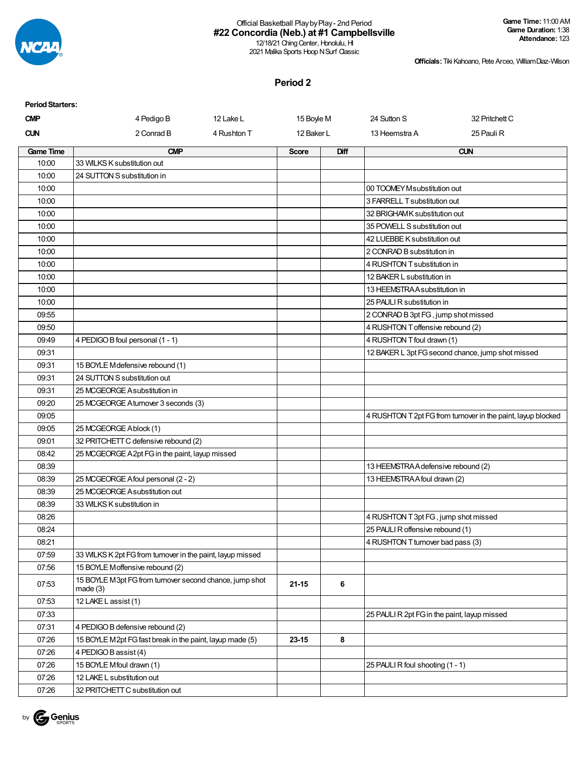Official Basketball Play by Play - 2nd Period

# #22 Concordia (Neb.) at #1 Campbellsville

12/18/21 Ching Center, Honolulu, HI
2021 Malika Sports Hoop N Surf Classic

**Game Time:** 11:00 AM
**Game Duration:** 1:38
**Attendance:** 123

**Officials:** Tiki Kahoano, Pete Arceo, William Diaz-Wilson

## Period 2

**Period Starters:**

| | | | | | |
|---|---|---|---|---|---|
| **CMP** | 4 Pedigo B | 12 Lake L | 15 Boyle M | 24 Sutton S | 32 Pritchett C |
| **CUN** | 2 Conrad B | 4 Rushton T | 12 Baker L | 13 Heemstra A | 25 Pauli R |

| Game Time | CMP | Score | Diff | CUN |
|---|---|---|---|---|
| 10:00 | 33 WILKS K substitution out | | | |
| 10:00 | 24 SUTTON S substitution in | | | |
| 10:00 | | | | 00 TOOMEY M substitution out |
| 10:00 | | | | 3 FARRELL T substitution out |
| 10:00 | | | | 32 BRIGHAM K substitution out |
| 10:00 | | | | 35 POWELL S substitution out |
| 10:00 | | | | 42 LUEBBE K substitution out |
| 10:00 | | | | 2 CONRAD B substitution in |
| 10:00 | | | | 4 RUSHTON T substitution in |
| 10:00 | | | | 12 BAKER L substitution in |
| 10:00 | | | | 13 HEEMSTRA A substitution in |
| 10:00 | | | | 25 PAULI R substitution in |
| 09:55 | | | | 2 CONRAD B 3pt FG , jump shot missed |
| 09:50 | | | | 4 RUSHTON T offensive rebound (2) |
| 09:49 | 4 PEDIGO B foul personal (1 - 1) | | | 4 RUSHTON T foul drawn (1) |
| 09:31 | | | | 12 BAKER L 3pt FG second chance, jump shot missed |
| 09:31 | 15 BOYLE M defensive rebound (1) | | | |
| 09:31 | 24 SUTTON S substitution out | | | |
| 09:31 | 25 MCGEORGE A substitution in | | | |
| 09:20 | 25 MCGEORGE A turnover 3 seconds (3) | | | |
| 09:05 | | | | 4 RUSHTON T 2pt FG from turnover in the paint, layup blocked |
| 09:05 | 25 MCGEORGE A block (1) | | | |
| 09:01 | 32 PRITCHETT C defensive rebound (2) | | | |
| 08:42 | 25 MCGEORGE A 2pt FG in the paint, layup missed | | | |
| 08:39 | | | | 13 HEEMSTRA A defensive rebound (2) |
| 08:39 | 25 MCGEORGE A foul personal (2 - 2) | | | 13 HEEMSTRA A foul drawn (2) |
| 08:39 | 25 MCGEORGE A substitution out | | | |
| 08:39 | 33 WILKS K substitution in | | | |
| 08:26 | | | | 4 RUSHTON T 3pt FG , jump shot missed |
| 08:24 | | | | 25 PAULI R offensive rebound (1) |
| 08:21 | | | | 4 RUSHTON T turnover bad pass (3) |
| 07:59 | 33 WILKS K 2pt FG from turnover in the paint, layup missed | | | |
| 07:56 | 15 BOYLE M offensive rebound (2) | | | |
| 07:53 | 15 BOYLE M 3pt FG from turnover second chance, jump shot made (3) | 21-15 | 6 | |
| 07:53 | 12 LAKE L assist (1) | | | |
| 07:33 | | | | 25 PAULI R 2pt FG in the paint, layup missed |
| 07:31 | 4 PEDIGO B defensive rebound (2) | | | |
| 07:26 | 15 BOYLE M 2pt FG fast break in the paint, layup made (5) | 23-15 | 8 | |
| 07:26 | 4 PEDIGO B assist (4) | | | |
| 07:26 | 15 BOYLE M foul drawn (1) | | | 25 PAULI R foul shooting (1 - 1) |
| 07:26 | 12 LAKE L substitution out | | | |
| 07:26 | 32 PRITCHETT C substitution out | | | |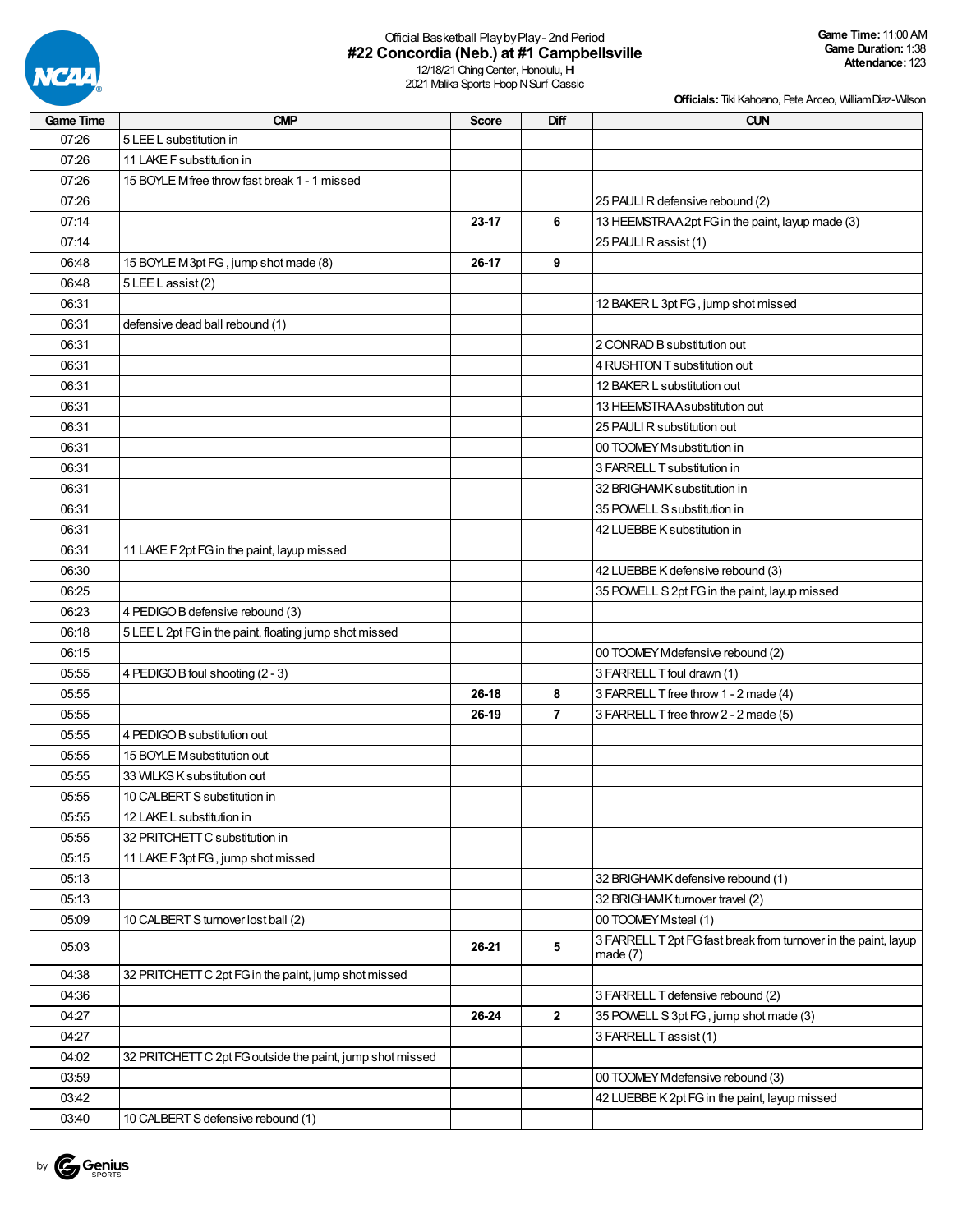Official Basketball Play by Play - 2nd Period

# #22 Concordia (Neb.) at #1 Campbellsville

12/18/21 Ching Center, Honolulu, HI
2021 Malika Sports Hoop N Surf Classic

**Game Time:** 11:00 AM
**Game Duration:** 1:38
**Attendance:** 123

**Officials:** Tiki Kahoano, Pete Arceo, William Diaz-Wilson

| Game Time | CMP | Score | Diff | CUN |
|---|---|---|---|---|
| 07:26 | 5 LEE L substitution in | | | |
| 07:26 | 11 LAKE F substitution in | | | |
| 07:26 | 15 BOYLE M free throw fast break 1 - 1 missed | | | |
| 07:26 | | | | 25 PAULI R defensive rebound (2) |
| 07:14 | | 23-17 | 6 | 13 HEEMSTRA A 2pt FG in the paint, layup made (3) |
| 07:14 | | | | 25 PAULI R assist (1) |
| 06:48 | 15 BOYLE M 3pt FG , jump shot made (8) | 26-17 | 9 | |
| 06:48 | 5 LEE L assist (2) | | | |
| 06:31 | | | | 12 BAKER L 3pt FG , jump shot missed |
| 06:31 | defensive dead ball rebound (1) | | | |
| 06:31 | | | | 2 CONRAD B substitution out |
| 06:31 | | | | 4 RUSHTON T substitution out |
| 06:31 | | | | 12 BAKER L substitution out |
| 06:31 | | | | 13 HEEMSTRA A substitution out |
| 06:31 | | | | 25 PAULI R substitution out |
| 06:31 | | | | 00 TOOMEY M substitution in |
| 06:31 | | | | 3 FARRELL T substitution in |
| 06:31 | | | | 32 BRIGHAM K substitution in |
| 06:31 | | | | 35 POWELL S substitution in |
| 06:31 | | | | 42 LUEBBE K substitution in |
| 06:31 | 11 LAKE F 2pt FG in the paint, layup missed | | | |
| 06:30 | | | | 42 LUEBBE K defensive rebound (3) |
| 06:25 | | | | 35 POWELL S 2pt FG in the paint, layup missed |
| 06:23 | 4 PEDIGO B defensive rebound (3) | | | |
| 06:18 | 5 LEE L 2pt FG in the paint, floating jump shot missed | | | |
| 06:15 | | | | 00 TOOMEY M defensive rebound (2) |
| 05:55 | 4 PEDIGO B foul shooting (2 - 3) | | | 3 FARRELL T foul drawn (1) |
| 05:55 | | 26-18 | 8 | 3 FARRELL T free throw 1 - 2 made (4) |
| 05:55 | | 26-19 | 7 | 3 FARRELL T free throw 2 - 2 made (5) |
| 05:55 | 4 PEDIGO B substitution out | | | |
| 05:55 | 15 BOYLE M substitution out | | | |
| 05:55 | 33 WILKS K substitution out | | | |
| 05:55 | 10 CALBERT S substitution in | | | |
| 05:55 | 12 LAKE L substitution in | | | |
| 05:55 | 32 PRITCHETT C substitution in | | | |
| 05:15 | 11 LAKE F 3pt FG , jump shot missed | | | |
| 05:13 | | | | 32 BRIGHAM K defensive rebound (1) |
| 05:13 | | | | 32 BRIGHAM K turnover travel (2) |
| 05:09 | 10 CALBERT S turnover lost ball (2) | | | 00 TOOMEY M steal (1) |
| 05:03 | | 26-21 | 5 | 3 FARRELL T 2pt FG fast break from turnover in the paint, layup made (7) |
| 04:38 | 32 PRITCHETT C 2pt FG in the paint, jump shot missed | | | |
| 04:36 | | | | 3 FARRELL T defensive rebound (2) |
| 04:27 | | 26-24 | 2 | 35 POWELL S 3pt FG , jump shot made (3) |
| 04:27 | | | | 3 FARRELL T assist (1) |
| 04:02 | 32 PRITCHETT C 2pt FG outside the paint, jump shot missed | | | |
| 03:59 | | | | 00 TOOMEY M defensive rebound (3) |
| 03:42 | | | | 42 LUEBBE K 2pt FG in the paint, layup missed |
| 03:40 | 10 CALBERT S defensive rebound (1) | | | |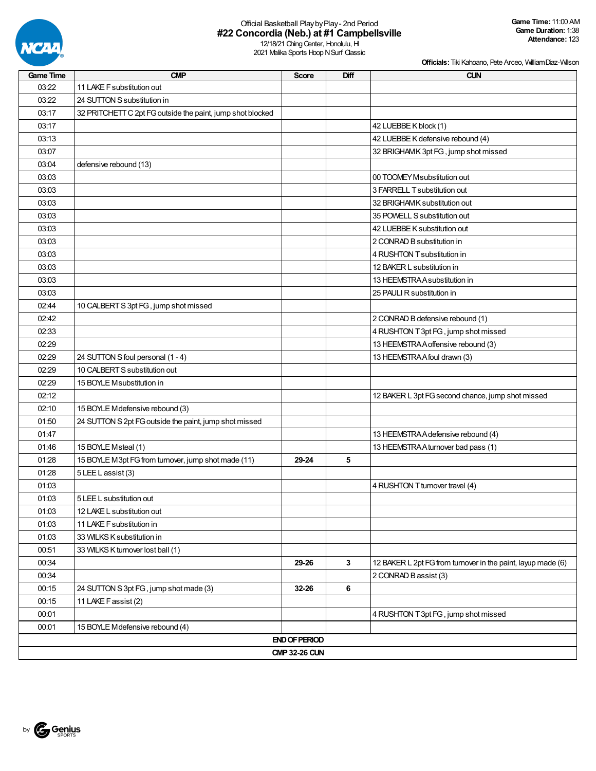Official Basketball Play by Play - 2nd Period

# #22 Concordia (Neb.) at #1 Campbellsville

12/18/21 Ching Center, Honolulu, HI
2021 Malika Sports Hoop N Surf Classic

**Game Time:** 11:00 AM
**Game Duration:** 1:38
**Attendance:** 123

**Officials:** Tiki Kahoano, Pete Arceo, William Diaz-Wilson

| Game Time | CMP | Score | Diff | CUN |
|---|---|---|---|---|
| 03:22 | 11 LAKE F substitution out | | | |
| 03:22 | 24 SUTTON S substitution in | | | |
| 03:17 | 32 PRITCHETT C 2pt FG outside the paint, jump shot blocked | | | |
| 03:17 | | | | 42 LUEBBE K block (1) |
| 03:13 | | | | 42 LUEBBE K defensive rebound (4) |
| 03:07 | | | | 32 BRIGHAM K 3pt FG , jump shot missed |
| 03:04 | defensive rebound (13) | | | |
| 03:03 | | | | 00 TOOMEY M substitution out |
| 03:03 | | | | 3 FARRELL T substitution out |
| 03:03 | | | | 32 BRIGHAM K substitution out |
| 03:03 | | | | 35 POWELL S substitution out |
| 03:03 | | | | 42 LUEBBE K substitution out |
| 03:03 | | | | 2 CONRAD B substitution in |
| 03:03 | | | | 4 RUSHTON T substitution in |
| 03:03 | | | | 12 BAKER L substitution in |
| 03:03 | | | | 13 HEEMSTRA A substitution in |
| 03:03 | | | | 25 PAULI R substitution in |
| 02:44 | 10 CALBERT S 3pt FG , jump shot missed | | | |
| 02:42 | | | | 2 CONRAD B defensive rebound (1) |
| 02:33 | | | | 4 RUSHTON T 3pt FG , jump shot missed |
| 02:29 | | | | 13 HEEMSTRA A offensive rebound (3) |
| 02:29 | 24 SUTTON S foul personal (1 - 4) | | | 13 HEEMSTRA A foul drawn (3) |
| 02:29 | 10 CALBERT S substitution out | | | |
| 02:29 | 15 BOYLE M substitution in | | | |
| 02:12 | | | | 12 BAKER L 3pt FG second chance, jump shot missed |
| 02:10 | 15 BOYLE M defensive rebound (3) | | | |
| 01:50 | 24 SUTTON S 2pt FG outside the paint, jump shot missed | | | |
| 01:47 | | | | 13 HEEMSTRA A defensive rebound (4) |
| 01:46 | 15 BOYLE M steal (1) | | | 13 HEEMSTRA A turnover bad pass (1) |
| 01:28 | 15 BOYLE M 3pt FG from turnover, jump shot made (11) | 29-24 | 5 | |
| 01:28 | 5 LEE L assist (3) | | | |
| 01:03 | | | | 4 RUSHTON T turnover travel (4) |
| 01:03 | 5 LEE L substitution out | | | |
| 01:03 | 12 LAKE L substitution out | | | |
| 01:03 | 11 LAKE F substitution in | | | |
| 01:03 | 33 WILKS K substitution in | | | |
| 00:51 | 33 WILKS K turnover lost ball (1) | | | |
| 00:34 | | 29-26 | 3 | 12 BAKER L 2pt FG from turnover in the paint, layup made (6) |
| 00:34 | | | | 2 CONRAD B assist (3) |
| 00:15 | 24 SUTTON S 3pt FG , jump shot made (3) | 32-26 | 6 | |
| 00:15 | 11 LAKE F assist (2) | | | |
| 00:01 | | | | 4 RUSHTON T 3pt FG , jump shot missed |
| 00:01 | 15 BOYLE M defensive rebound (4) | | | |
| END OF PERIOD | | | | |
| CMP 32-26 CUN | | | | |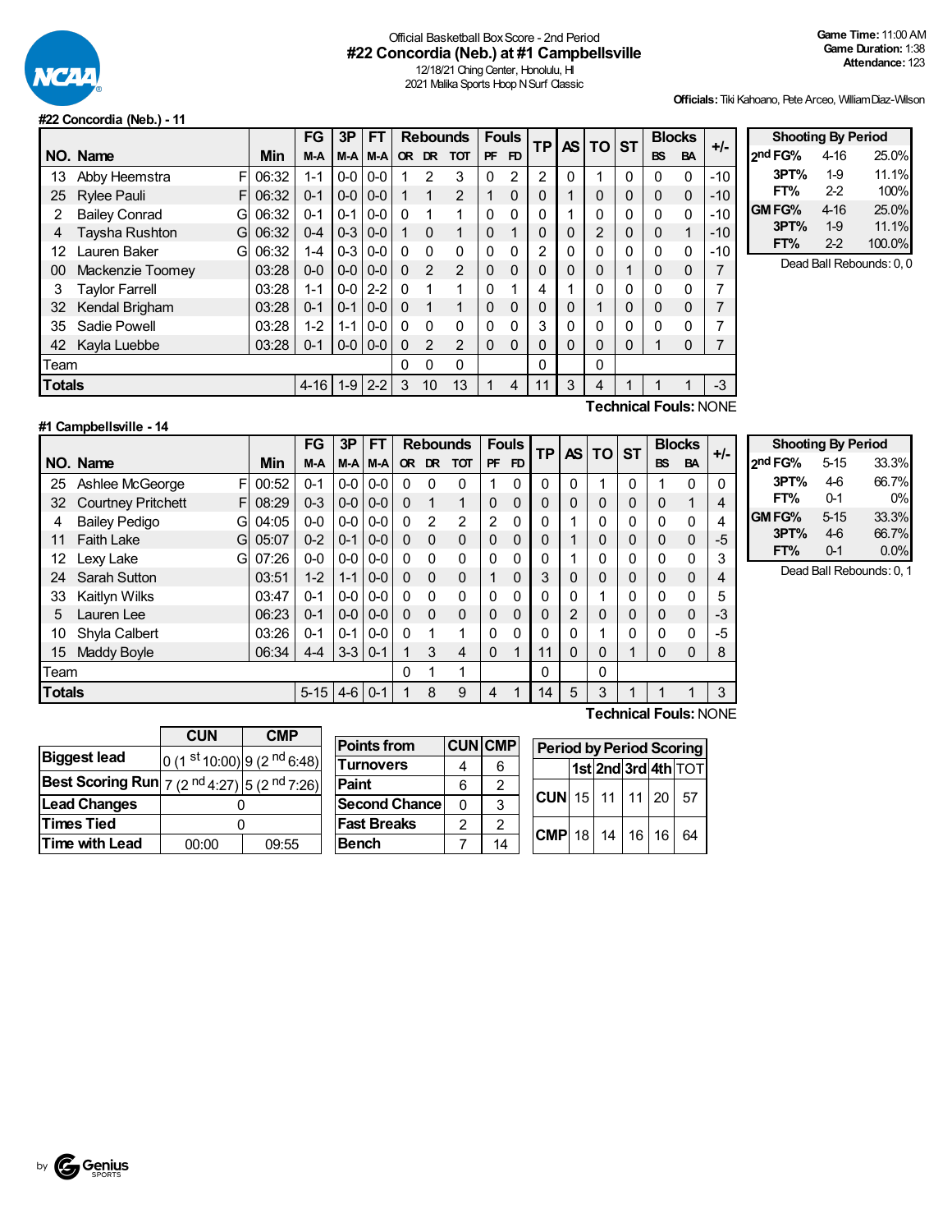Official Basketball Box Score - 2nd Period

# #22 Concordia (Neb.) at #1 Campbellsville

12/18/21 Ching Center, Honolulu, HI
2021 Malika Sports Hoop N Surf Classic

**Game Time:** 11:00 AM
**Game Duration:** 1:38
**Attendance:** 123

**Officials:** Tiki Kahoano, Pete Arceo, William Diaz-Wilson

## #22 Concordia (Neb.) - 11

| NO. | Name | | Min | FG M-A | 3P M-A | FT M-A | OR | DR | TOT | PF | FD | TP | AS | TO | ST | BS | BA | +/- |
|---|---|---|---|---|---|---|---|---|---|---|---|---|---|---|---|---|---|---|
| 13 | Abby Heemstra | F | 06:32 | 1-1 | 0-0 | 0-0 | 1 | 2 | 3 | 0 | 2 | 2 | 0 | 1 | 0 | 0 | 0 | -10 |
| 25 | Rylee Pauli | F | 06:32 | 0-1 | 0-0 | 0-0 | 1 | 1 | 2 | 1 | 0 | 0 | 1 | 0 | 0 | 0 | 0 | -10 |
| 2 | Bailey Conrad | G | 06:32 | 0-1 | 0-1 | 0-0 | 0 | 1 | 1 | 0 | 0 | 0 | 1 | 0 | 0 | 0 | 0 | -10 |
| 4 | Taysha Rushton | G | 06:32 | 0-4 | 0-3 | 0-0 | 1 | 0 | 1 | 0 | 1 | 0 | 0 | 2 | 0 | 0 | 1 | -10 |
| 12 | Lauren Baker | G | 06:32 | 1-4 | 0-3 | 0-0 | 0 | 0 | 0 | 0 | 0 | 2 | 0 | 0 | 0 | 0 | 0 | -10 |
| 00 | Mackenzie Toomey | | 03:28 | 0-0 | 0-0 | 0-0 | 0 | 2 | 2 | 0 | 0 | 0 | 0 | 0 | 1 | 0 | 0 | 7 |
| 3 | Taylor Farrell | | 03:28 | 1-1 | 0-0 | 2-2 | 0 | 1 | 1 | 0 | 1 | 4 | 1 | 0 | 0 | 0 | 0 | 7 |
| 32 | Kendal Brigham | | 03:28 | 0-1 | 0-1 | 0-0 | 0 | 1 | 1 | 0 | 0 | 0 | 0 | 1 | 0 | 0 | 0 | 7 |
| 35 | Sadie Powell | | 03:28 | 1-2 | 1-1 | 0-0 | 0 | 0 | 0 | 0 | 0 | 3 | 0 | 0 | 0 | 0 | 0 | 7 |
| 42 | Kayla Luebbe | | 03:28 | 0-1 | 0-0 | 0-0 | 0 | 2 | 2 | 0 | 0 | 0 | 0 | 0 | 0 | 1 | 0 | 7 |
| | Team | | | | | | 0 | 0 | 0 | | | 0 | | 0 | | | | |
| | **Totals** | | | 4-16 | 1-9 | 2-2 | 3 | 10 | 13 | 1 | 4 | 11 | 3 | 4 | 1 | 1 | 1 | -3 |

**Technical Fouls:** NONE

| Shooting By Period | | |
|---|---|---|
| 2nd FG% | 4-16 | 25.0% |
| 3PT% | 1-9 | 11.1% |
| FT% | 2-2 | 100% |
| GM FG% | 4-16 | 25.0% |
| 3PT% | 1-9 | 11.1% |
| FT% | 2-2 | 100.0% |

Dead Ball Rebounds: 0, 0

## #1 Campbellsville - 14

| NO. | Name | | Min | FG M-A | 3P M-A | FT M-A | OR | DR | TOT | PF | FD | TP | AS | TO | ST | BS | BA | +/- |
|---|---|---|---|---|---|---|---|---|---|---|---|---|---|---|---|---|---|---|
| 25 | Ashlee McGeorge | F | 00:52 | 0-1 | 0-0 | 0-0 | 0 | 0 | 0 | 1 | 0 | 0 | 0 | 1 | 0 | 1 | 0 | 0 |
| 32 | Courtney Pritchett | F | 08:29 | 0-3 | 0-0 | 0-0 | 0 | 1 | 1 | 0 | 0 | 0 | 0 | 0 | 0 | 0 | 1 | 4 |
| 4 | Bailey Pedigo | G | 04:05 | 0-0 | 0-0 | 0-0 | 0 | 2 | 2 | 2 | 0 | 0 | 1 | 0 | 0 | 0 | 0 | 4 |
| 11 | Faith Lake | G | 05:07 | 0-2 | 0-1 | 0-0 | 0 | 0 | 0 | 0 | 0 | 0 | 1 | 0 | 0 | 0 | 0 | -5 |
| 12 | Lexy Lake | G | 07:26 | 0-0 | 0-0 | 0-0 | 0 | 0 | 0 | 0 | 0 | 0 | 1 | 0 | 0 | 0 | 0 | 3 |
| 24 | Sarah Sutton | | 03:51 | 1-2 | 1-1 | 0-0 | 0 | 0 | 0 | 1 | 0 | 3 | 0 | 0 | 0 | 0 | 0 | 4 |
| 33 | Kaitlyn Wilks | | 03:47 | 0-1 | 0-0 | 0-0 | 0 | 0 | 0 | 0 | 0 | 0 | 0 | 1 | 0 | 0 | 0 | 5 |
| 5 | Lauren Lee | | 06:23 | 0-1 | 0-0 | 0-0 | 0 | 0 | 0 | 0 | 0 | 0 | 2 | 0 | 0 | 0 | 0 | -3 |
| 10 | Shyla Calbert | | 03:26 | 0-1 | 0-1 | 0-0 | 0 | 1 | 1 | 0 | 0 | 0 | 0 | 1 | 0 | 0 | 0 | -5 |
| 15 | Maddy Boyle | | 06:34 | 4-4 | 3-3 | 0-1 | 1 | 3 | 4 | 0 | 1 | 11 | 0 | 0 | 1 | 0 | 0 | 8 |
| | Team | | | | | | 0 | 1 | 1 | | | 0 | | 0 | | | | |
| | **Totals** | | | 5-15 | 4-6 | 0-1 | 1 | 8 | 9 | 4 | 1 | 14 | 5 | 3 | 1 | 1 | 1 | 3 |

**Technical Fouls:** NONE

| Shooting By Period | | |
|---|---|---|
| 2nd FG% | 5-15 | 33.3% |
| 3PT% | 4-6 | 66.7% |
| FT% | 0-1 | 0% |
| GM FG% | 5-15 | 33.3% |
| 3PT% | 4-6 | 66.7% |
| FT% | 0-1 | 0.0% |

Dead Ball Rebounds: 0, 1

| | CUN | CMP |
|---|---|---|
| Biggest lead | 0 (1st 10:00) | 9 (2nd 6:48) |
| Best Scoring Run | 7 (2nd 4:27) | 5 (2nd 7:26) |
| Lead Changes | 0 | |
| Times Tied | 0 | |
| Time with Lead | 00:00 | 09:55 |

| Points from | CUN | CMP |
|---|---|---|
| Turnovers | 4 | 6 |
| Paint | 6 | 2 |
| Second Chance | 0 | 3 |
| Fast Breaks | 2 | 2 |
| Bench | 7 | 14 |

| Period by Period Scoring | 1st | 2nd | 3rd | 4th | TOT |
|---|---|---|---|---|---|
| CUN | 15 | 11 | 11 | 20 | 57 |
| CMP | 18 | 14 | 16 | 16 | 64 |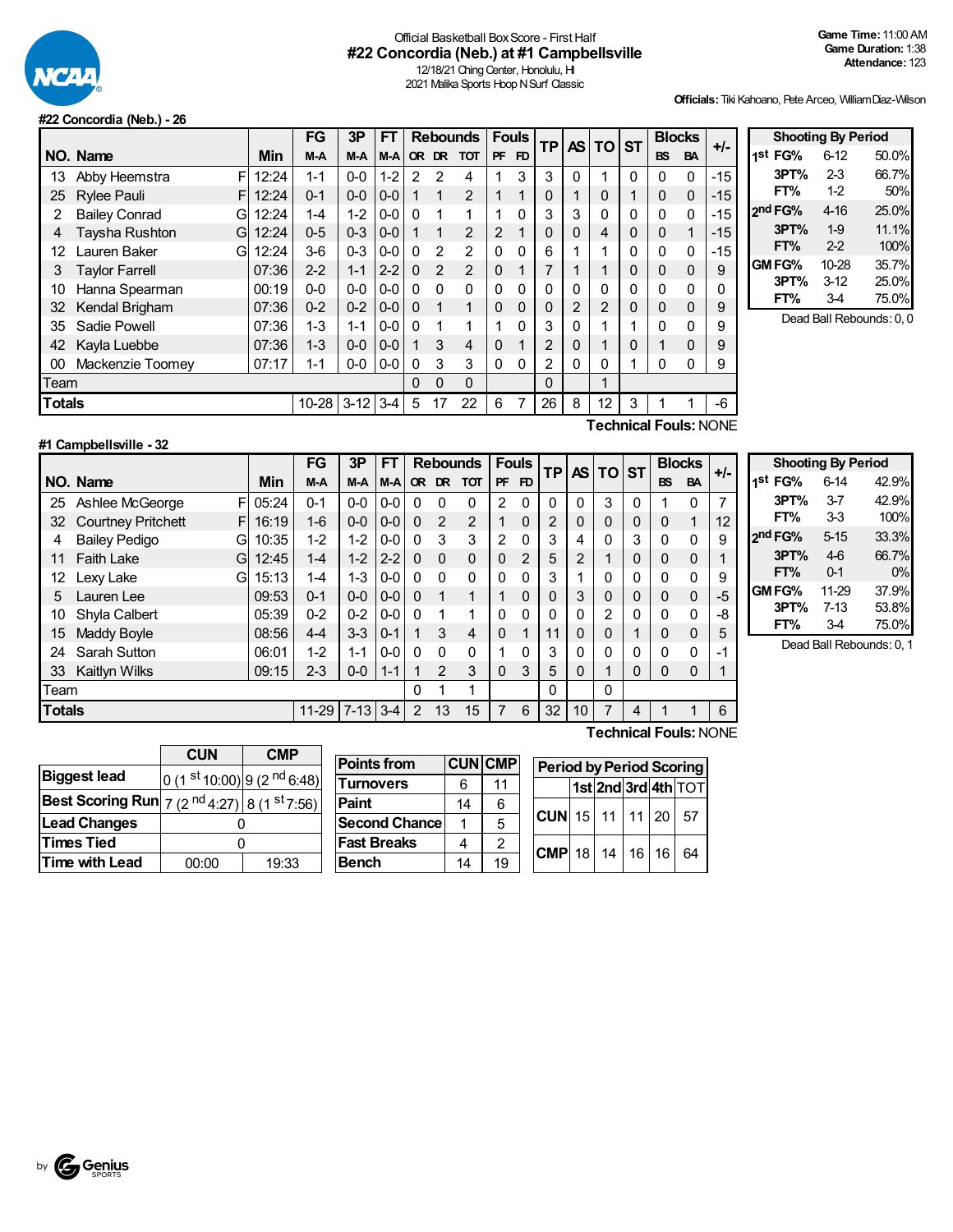Official Basketball Box Score - First Half

# #22 Concordia (Neb.) at #1 Campbellsville

12/18/21 Ching Center, Honolulu, HI
2021 Malika Sports Hoop N Surf Classic

**Game Time:** 11:00 AM
**Game Duration:** 1:38
**Attendance:** 123

**Officials:** Tiki Kahoano, Pete Arceo, William Diaz-Wilson

## #22 Concordia (Neb.) - 26

| NO. | Name | | Min | FG M-A | 3P M-A | FT M-A | Rebounds OR | DR | TOT | Fouls PF | FD | TP | AS | TO | ST | Blocks BS | BA | +/- |
|---|---|---|---|---|---|---|---|---|---|---|---|---|---|---|---|---|---|---|
| 13 | Abby Heemstra | F | 12:24 | 1-1 | 0-0 | 1-2 | 2 | 2 | 4 | 1 | 3 | 3 | 0 | 1 | 0 | 0 | 0 | -15 |
| 25 | Rylee Pauli | F | 12:24 | 0-1 | 0-0 | 0-0 | 1 | 1 | 2 | 1 | 1 | 0 | 1 | 0 | 1 | 0 | 0 | -15 |
| 2 | Bailey Conrad | G | 12:24 | 1-4 | 1-2 | 0-0 | 0 | 1 | 1 | 1 | 0 | 3 | 3 | 0 | 0 | 0 | 0 | -15 |
| 4 | Taysha Rushton | G | 12:24 | 0-5 | 0-3 | 0-0 | 1 | 1 | 2 | 2 | 1 | 0 | 0 | 4 | 0 | 0 | 1 | -15 |
| 12 | Lauren Baker | G | 12:24 | 3-6 | 0-3 | 0-0 | 0 | 2 | 2 | 0 | 0 | 6 | 1 | 1 | 0 | 0 | 0 | -15 |
| 3 | Taylor Farrell | | 07:36 | 2-2 | 1-1 | 2-2 | 0 | 2 | 2 | 0 | 1 | 7 | 1 | 1 | 0 | 0 | 0 | 9 |
| 10 | Hanna Spearman | | 00:19 | 0-0 | 0-0 | 0-0 | 0 | 0 | 0 | 0 | 0 | 0 | 0 | 0 | 0 | 0 | 0 | 0 |
| 32 | Kendal Brigham | | 07:36 | 0-2 | 0-2 | 0-0 | 0 | 1 | 1 | 0 | 0 | 0 | 2 | 2 | 0 | 0 | 0 | 9 |
| 35 | Sadie Powell | | 07:36 | 1-3 | 1-1 | 0-0 | 0 | 1 | 1 | 1 | 0 | 3 | 0 | 1 | 1 | 0 | 0 | 9 |
| 42 | Kayla Luebbe | | 07:36 | 1-3 | 0-0 | 0-0 | 1 | 3 | 4 | 0 | 1 | 2 | 0 | 1 | 0 | 1 | 0 | 9 |
| 00 | Mackenzie Toomey | | 07:17 | 1-1 | 0-0 | 0-0 | 0 | 3 | 3 | 0 | 0 | 2 | 0 | 0 | 1 | 0 | 0 | 9 |
| | Team | | | | | | 0 | 0 | 0 | | | 0 | | 1 | | | | |
| | **Totals** | | | 10-28 | 3-12 | 3-4 | 5 | 17 | 22 | 6 | 7 | 26 | 8 | 12 | 3 | 1 | 1 | -6 |

**Technical Fouls:** NONE

| Shooting By Period | | |
|---|---|---|
| 1st FG% | 6-12 | 50.0% |
| 3PT% | 2-3 | 66.7% |
| FT% | 1-2 | 50% |
| 2nd FG% | 4-16 | 25.0% |
| 3PT% | 1-9 | 11.1% |
| FT% | 2-2 | 100% |
| GM FG% | 10-28 | 35.7% |
| 3PT% | 3-12 | 25.0% |
| FT% | 3-4 | 75.0% |

Dead Ball Rebounds: 0, 0

## #1 Campbellsville - 32

| NO. | Name | | Min | FG M-A | 3P M-A | FT M-A | Rebounds OR | DR | TOT | Fouls PF | FD | TP | AS | TO | ST | Blocks BS | BA | +/- |
|---|---|---|---|---|---|---|---|---|---|---|---|---|---|---|---|---|---|---|
| 25 | Ashlee McGeorge | F | 05:24 | 0-1 | 0-0 | 0-0 | 0 | 0 | 0 | 2 | 0 | 0 | 0 | 3 | 0 | 1 | 0 | 7 |
| 32 | Courtney Pritchett | F | 16:19 | 1-6 | 0-0 | 0-0 | 0 | 2 | 2 | 1 | 0 | 2 | 0 | 0 | 0 | 0 | 1 | 12 |
| 4 | Bailey Pedigo | G | 10:35 | 1-2 | 1-2 | 0-0 | 0 | 3 | 3 | 2 | 0 | 3 | 4 | 0 | 3 | 0 | 0 | 9 |
| 11 | Faith Lake | G | 12:45 | 1-4 | 1-2 | 2-2 | 0 | 0 | 0 | 0 | 2 | 5 | 2 | 1 | 0 | 0 | 0 | 1 |
| 12 | Lexy Lake | G | 15:13 | 1-4 | 1-3 | 0-0 | 0 | 0 | 0 | 0 | 0 | 3 | 1 | 0 | 0 | 0 | 0 | 9 |
| 5 | Lauren Lee | | 09:53 | 0-1 | 0-0 | 0-0 | 0 | 1 | 1 | 1 | 0 | 0 | 3 | 0 | 0 | 0 | 0 | -5 |
| 10 | Shyla Calbert | | 05:39 | 0-2 | 0-2 | 0-0 | 0 | 1 | 1 | 0 | 0 | 0 | 0 | 2 | 0 | 0 | 0 | -8 |
| 15 | Maddy Boyle | | 08:56 | 4-4 | 3-3 | 0-1 | 1 | 3 | 4 | 0 | 1 | 11 | 0 | 0 | 1 | 0 | 0 | 5 |
| 24 | Sarah Sutton | | 06:01 | 1-2 | 1-1 | 0-0 | 0 | 0 | 0 | 1 | 0 | 3 | 0 | 0 | 0 | 0 | 0 | -1 |
| 33 | Kaitlyn Wilks | | 09:15 | 2-3 | 0-0 | 1-1 | 1 | 2 | 3 | 0 | 3 | 5 | 0 | 1 | 0 | 0 | 0 | 1 |
| | Team | | | | | | 0 | 1 | 1 | | | 0 | | 0 | | | | |
| | **Totals** | | | 11-29 | 7-13 | 3-4 | 2 | 13 | 15 | 7 | 6 | 32 | 10 | 7 | 4 | 1 | 1 | 6 |

**Technical Fouls:** NONE

| Shooting By Period | | |
|---|---|---|
| 1st FG% | 6-14 | 42.9% |
| 3PT% | 3-7 | 42.9% |
| FT% | 3-3 | 100% |
| 2nd FG% | 5-15 | 33.3% |
| 3PT% | 4-6 | 66.7% |
| FT% | 0-1 | 0% |
| GM FG% | 11-29 | 37.9% |
| 3PT% | 7-13 | 53.8% |
| FT% | 3-4 | 75.0% |

Dead Ball Rebounds: 0, 1

| | CUN | CMP |
|---|---|---|
| Biggest lead | 0 (1st 10:00) | 9 (2nd 6:48) |
| Best Scoring Run | 7 (2nd 4:27) | 8 (1st 7:56) |
| Lead Changes | 0 | |
| Times Tied | 0 | |
| Time with Lead | 00:00 | 19:33 |

| Points from | CUN | CMP |
|---|---|---|
| Turnovers | 6 | 11 |
| Paint | 14 | 6 |
| Second Chance | 1 | 5 |
| Fast Breaks | 4 | 2 |
| Bench | 14 | 19 |

| Period by Period Scoring | 1st | 2nd | 3rd | 4th | TOT |
|---|---|---|---|---|---|
| CUN | 15 | 11 | 11 | 20 | 57 |
| CMP | 18 | 14 | 16 | 16 | 64 |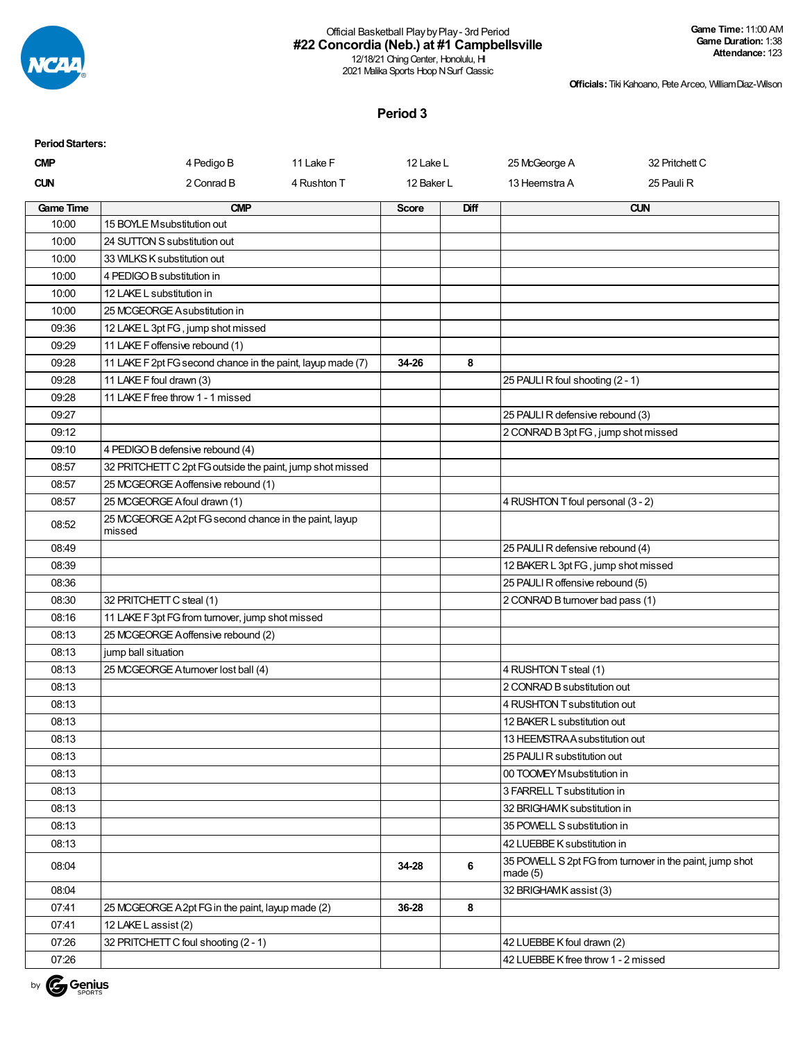Official Basketball Play by Play - 3rd Period

**#22 Concordia (Neb.) at #1 Campbellsville**

12/18/21 Ching Center, Honolulu, HI

2021 Malika Sports Hoop N Surf Classic

**Game Time:** 11:00 AM
**Game Duration:** 1:38
**Attendance:** 123

**Officials:** Tiki Kahoano, Pete Arceo, William Diaz-Wilson

## Period 3

**Period Starters:**

| | | | | | |
|---|---|---|---|---|---|
| **CMP** | 4 Pedigo B | 11 Lake F | 12 Lake L | 25 McGeorge A | 32 Pritchett C |
| **CUN** | 2 Conrad B | 4 Rushton T | 12 Baker L | 13 Heemstra A | 25 Pauli R |

| Game Time | CMP | Score | Diff | CUN |
|---|---|---|---|---|
| 10:00 | 15 BOYLE M substitution out | | | |
| 10:00 | 24 SUTTON S substitution out | | | |
| 10:00 | 33 WILKS K substitution out | | | |
| 10:00 | 4 PEDIGO B substitution in | | | |
| 10:00 | 12 LAKE L substitution in | | | |
| 10:00 | 25 MCGEORGE A substitution in | | | |
| 09:36 | 12 LAKE L 3pt FG , jump shot missed | | | |
| 09:29 | 11 LAKE F offensive rebound (1) | | | |
| 09:28 | 11 LAKE F 2pt FG second chance in the paint, layup made (7) | 34-26 | 8 | |
| 09:28 | 11 LAKE F foul drawn (3) | | | 25 PAULI R foul shooting (2 - 1) |
| 09:28 | 11 LAKE F free throw 1 - 1 missed | | | |
| 09:27 | | | | 25 PAULI R defensive rebound (3) |
| 09:12 | | | | 2 CONRAD B 3pt FG , jump shot missed |
| 09:10 | 4 PEDIGO B defensive rebound (4) | | | |
| 08:57 | 32 PRITCHETT C 2pt FG outside the paint, jump shot missed | | | |
| 08:57 | 25 MCGEORGE A offensive rebound (1) | | | |
| 08:57 | 25 MCGEORGE A foul drawn (1) | | | 4 RUSHTON T foul personal (3 - 2) |
| 08:52 | 25 MCGEORGE A 2pt FG second chance in the paint, layup missed | | | |
| 08:49 | | | | 25 PAULI R defensive rebound (4) |
| 08:39 | | | | 12 BAKER L 3pt FG , jump shot missed |
| 08:36 | | | | 25 PAULI R offensive rebound (5) |
| 08:30 | 32 PRITCHETT C steal (1) | | | 2 CONRAD B turnover bad pass (1) |
| 08:16 | 11 LAKE F 3pt FG from turnover, jump shot missed | | | |
| 08:13 | 25 MCGEORGE A offensive rebound (2) | | | |
| 08:13 | jump ball situation | | | |
| 08:13 | 25 MCGEORGE A turnover lost ball (4) | | | 4 RUSHTON T steal (1) |
| 08:13 | | | | 2 CONRAD B substitution out |
| 08:13 | | | | 4 RUSHTON T substitution out |
| 08:13 | | | | 12 BAKER L substitution out |
| 08:13 | | | | 13 HEEMSTRA A substitution out |
| 08:13 | | | | 25 PAULI R substitution out |
| 08:13 | | | | 00 TOOMEY M substitution in |
| 08:13 | | | | 3 FARRELL T substitution in |
| 08:13 | | | | 32 BRIGHAM K substitution in |
| 08:13 | | | | 35 POWELL S substitution in |
| 08:13 | | | | 42 LUEBBE K substitution in |
| 08:04 | | 34-28 | 6 | 35 POWELL S 2pt FG from turnover in the paint, jump shot made (5) |
| 08:04 | | | | 32 BRIGHAM K assist (3) |
| 07:41 | 25 MCGEORGE A 2pt FG in the paint, layup made (2) | 36-28 | 8 | |
| 07:41 | 12 LAKE L assist (2) | | | |
| 07:26 | 32 PRITCHETT C foul shooting (2 - 1) | | | 42 LUEBBE K foul drawn (2) |
| 07:26 | | | | 42 LUEBBE K free throw 1 - 2 missed |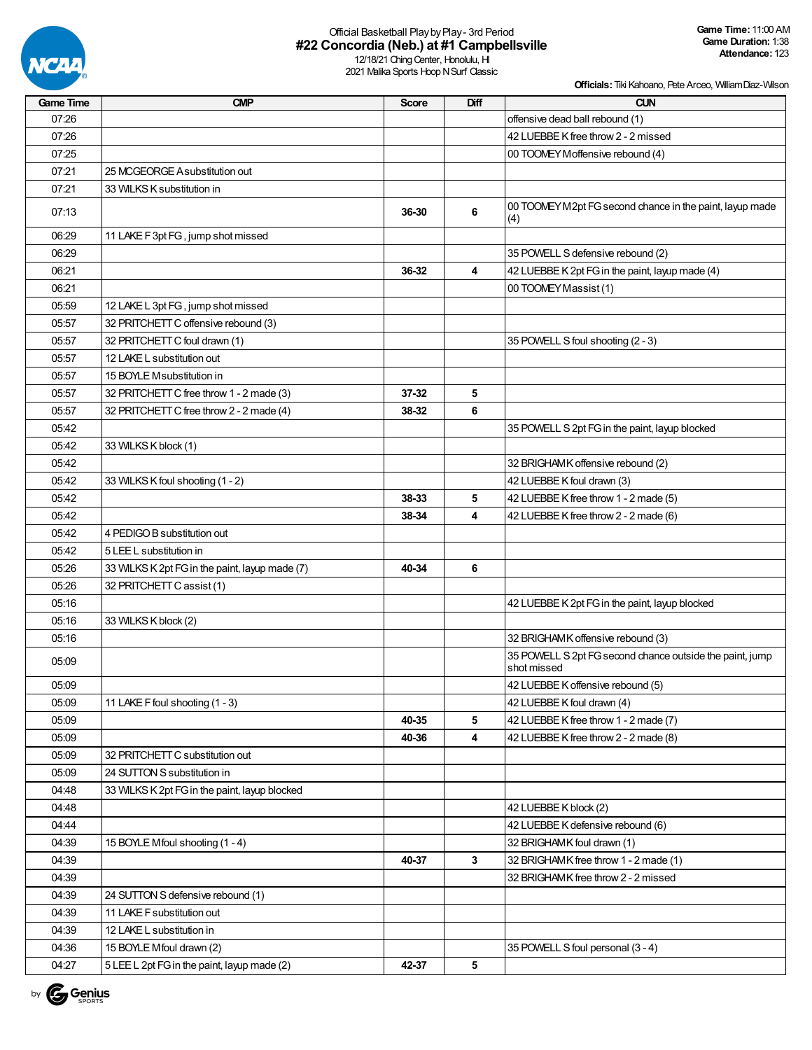Official Basketball Play by Play - 3rd Period

# #22 Concordia (Neb.) at #1 Campbellsville

12/18/21 Ching Center, Honolulu, HI
2021 Malika Sports Hoop N Surf Classic

**Game Time:** 11:00 AM
**Game Duration:** 1:38
**Attendance:** 123

**Officials:** Tiki Kahoano, Pete Arceo, William Diaz-Wilson

| Game Time | CMP | Score | Diff | CUN |
|---|---|---|---|---|
| 07:26 | | | | offensive dead ball rebound (1) |
| 07:26 | | | | 42 LUEBBE K free throw 2 - 2 missed |
| 07:25 | | | | 00 TOOMEY M offensive rebound (4) |
| 07:21 | 25 MCGEORGE A substitution out | | | |
| 07:21 | 33 WILKS K substitution in | | | |
| 07:13 | | 36-30 | 6 | 00 TOOMEY M 2pt FG second chance in the paint, layup made (4) |
| 06:29 | 11 LAKE F 3pt FG , jump shot missed | | | |
| 06:29 | | | | 35 POWELL S defensive rebound (2) |
| 06:21 | | 36-32 | 4 | 42 LUEBBE K 2pt FG in the paint, layup made (4) |
| 06:21 | | | | 00 TOOMEY M assist (1) |
| 05:59 | 12 LAKE L 3pt FG , jump shot missed | | | |
| 05:57 | 32 PRITCHETT C offensive rebound (3) | | | |
| 05:57 | 32 PRITCHETT C foul drawn (1) | | | 35 POWELL S foul shooting (2 - 3) |
| 05:57 | 12 LAKE L substitution out | | | |
| 05:57 | 15 BOYLE M substitution in | | | |
| 05:57 | 32 PRITCHETT C free throw 1 - 2 made (3) | 37-32 | 5 | |
| 05:57 | 32 PRITCHETT C free throw 2 - 2 made (4) | 38-32 | 6 | |
| 05:42 | | | | 35 POWELL S 2pt FG in the paint, layup blocked |
| 05:42 | 33 WILKS K block (1) | | | |
| 05:42 | | | | 32 BRIGHAM K offensive rebound (2) |
| 05:42 | 33 WILKS K foul shooting (1 - 2) | | | 42 LUEBBE K foul drawn (3) |
| 05:42 | | 38-33 | 5 | 42 LUEBBE K free throw 1 - 2 made (5) |
| 05:42 | | 38-34 | 4 | 42 LUEBBE K free throw 2 - 2 made (6) |
| 05:42 | 4 PEDIGO B substitution out | | | |
| 05:42 | 5 LEE L substitution in | | | |
| 05:26 | 33 WILKS K 2pt FG in the paint, layup made (7) | 40-34 | 6 | |
| 05:26 | 32 PRITCHETT C assist (1) | | | |
| 05:16 | | | | 42 LUEBBE K 2pt FG in the paint, layup blocked |
| 05:16 | 33 WILKS K block (2) | | | |
| 05:16 | | | | 32 BRIGHAM K offensive rebound (3) |
| 05:09 | | | | 35 POWELL S 2pt FG second chance outside the paint, jump shot missed |
| 05:09 | | | | 42 LUEBBE K offensive rebound (5) |
| 05:09 | 11 LAKE F foul shooting (1 - 3) | | | 42 LUEBBE K foul drawn (4) |
| 05:09 | | 40-35 | 5 | 42 LUEBBE K free throw 1 - 2 made (7) |
| 05:09 | | 40-36 | 4 | 42 LUEBBE K free throw 2 - 2 made (8) |
| 05:09 | 32 PRITCHETT C substitution out | | | |
| 05:09 | 24 SUTTON S substitution in | | | |
| 04:48 | 33 WILKS K 2pt FG in the paint, layup blocked | | | |
| 04:48 | | | | 42 LUEBBE K block (2) |
| 04:44 | | | | 42 LUEBBE K defensive rebound (6) |
| 04:39 | 15 BOYLE M foul shooting (1 - 4) | | | 32 BRIGHAM K foul drawn (1) |
| 04:39 | | 40-37 | 3 | 32 BRIGHAM K free throw 1 - 2 made (1) |
| 04:39 | | | | 32 BRIGHAM K free throw 2 - 2 missed |
| 04:39 | 24 SUTTON S defensive rebound (1) | | | |
| 04:39 | 11 LAKE F substitution out | | | |
| 04:39 | 12 LAKE L substitution in | | | |
| 04:36 | 15 BOYLE M foul drawn (2) | | | 35 POWELL S foul personal (3 - 4) |
| 04:27 | 5 LEE L 2pt FG in the paint, layup made (2) | 42-37 | 5 | |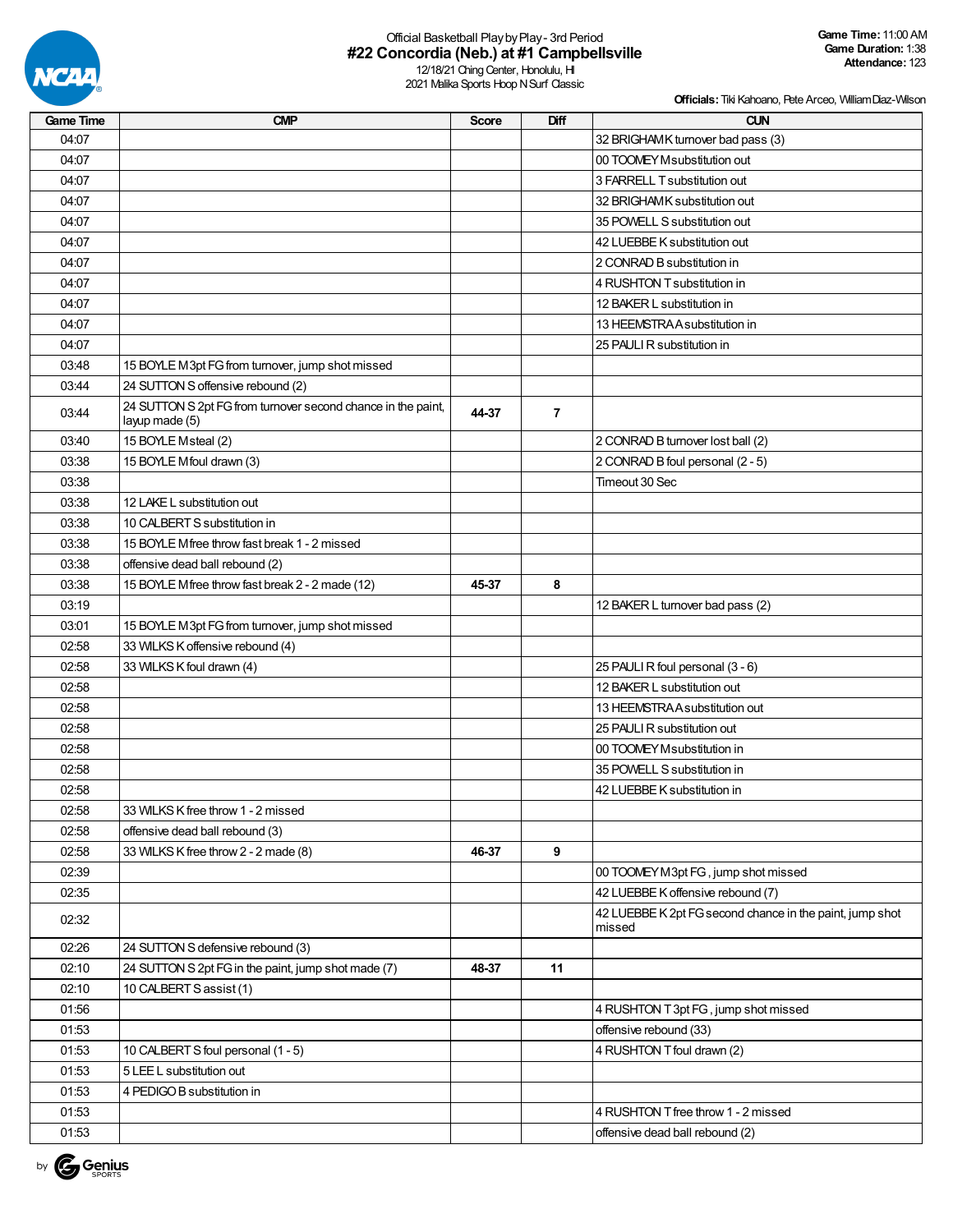Official Basketball Play by Play - 3rd Period

# #22 Concordia (Neb.) at #1 Campbellsville

12/18/21 Ching Center, Honolulu, HI
2021 Malika Sports Hoop N Surf Classic

**Game Time:** 11:00 AM
**Game Duration:** 1:38
**Attendance:** 123

**Officials:** Tiki Kahoano, Pete Arceo, William Diaz-Wilson

| Game Time | CMP | Score | Diff | CUN |
|---|---|---|---|---|
| 04:07 | | | | 32 BRIGHAM K turnover bad pass (3) |
| 04:07 | | | | 00 TOOMEY M substitution out |
| 04:07 | | | | 3 FARRELL T substitution out |
| 04:07 | | | | 32 BRIGHAM K substitution out |
| 04:07 | | | | 35 POWELL S substitution out |
| 04:07 | | | | 42 LUEBBE K substitution out |
| 04:07 | | | | 2 CONRAD B substitution in |
| 04:07 | | | | 4 RUSHTON T substitution in |
| 04:07 | | | | 12 BAKER L substitution in |
| 04:07 | | | | 13 HEEMSTRA A substitution in |
| 04:07 | | | | 25 PAULI R substitution in |
| 03:48 | 15 BOYLE M 3pt FG from turnover, jump shot missed | | | |
| 03:44 | 24 SUTTON S offensive rebound (2) | | | |
| 03:44 | 24 SUTTON S 2pt FG from turnover second chance in the paint, layup made (5) | 44-37 | 7 | |
| 03:40 | 15 BOYLE M steal (2) | | | 2 CONRAD B turnover lost ball (2) |
| 03:38 | 15 BOYLE M foul drawn (3) | | | 2 CONRAD B foul personal (2 - 5) |
| 03:38 | | | | Timeout 30 Sec |
| 03:38 | 12 LAKE L substitution out | | | |
| 03:38 | 10 CALBERT S substitution in | | | |
| 03:38 | 15 BOYLE M free throw fast break 1 - 2 missed | | | |
| 03:38 | offensive dead ball rebound (2) | | | |
| 03:38 | 15 BOYLE M free throw fast break 2 - 2 made (12) | 45-37 | 8 | |
| 03:19 | | | | 12 BAKER L turnover bad pass (2) |
| 03:01 | 15 BOYLE M 3pt FG from turnover, jump shot missed | | | |
| 02:58 | 33 WILKS K offensive rebound (4) | | | |
| 02:58 | 33 WILKS K foul drawn (4) | | | 25 PAULI R foul personal (3 - 6) |
| 02:58 | | | | 12 BAKER L substitution out |
| 02:58 | | | | 13 HEEMSTRA A substitution out |
| 02:58 | | | | 25 PAULI R substitution out |
| 02:58 | | | | 00 TOOMEY M substitution in |
| 02:58 | | | | 35 POWELL S substitution in |
| 02:58 | | | | 42 LUEBBE K substitution in |
| 02:58 | 33 WILKS K free throw 1 - 2 missed | | | |
| 02:58 | offensive dead ball rebound (3) | | | |
| 02:58 | 33 WILKS K free throw 2 - 2 made (8) | 46-37 | 9 | |
| 02:39 | | | | 00 TOOMEY M 3pt FG , jump shot missed |
| 02:35 | | | | 42 LUEBBE K offensive rebound (7) |
| 02:32 | | | | 42 LUEBBE K 2pt FG second chance in the paint, jump shot missed |
| 02:26 | 24 SUTTON S defensive rebound (3) | | | |
| 02:10 | 24 SUTTON S 2pt FG in the paint, jump shot made (7) | 48-37 | 11 | |
| 02:10 | 10 CALBERT S assist (1) | | | |
| 01:56 | | | | 4 RUSHTON T 3pt FG , jump shot missed |
| 01:53 | | | | offensive rebound (33) |
| 01:53 | 10 CALBERT S foul personal (1 - 5) | | | 4 RUSHTON T foul drawn (2) |
| 01:53 | 5 LEE L substitution out | | | |
| 01:53 | 4 PEDIGO B substitution in | | | |
| 01:53 | | | | 4 RUSHTON T free throw 1 - 2 missed |
| 01:53 | | | | offensive dead ball rebound (2) |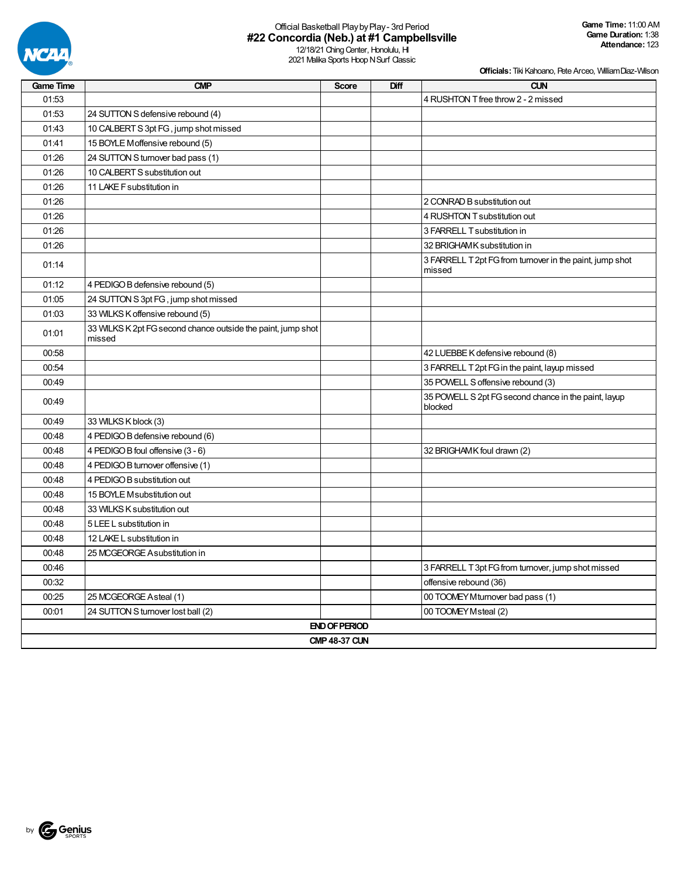Official Basketball Play by Play - 3rd Period

# #22 Concordia (Neb.) at #1 Campbellsville

12/18/21 Ching Center, Honolulu, HI
2021 Malika Sports Hoop N Surf Classic

**Game Time:** 11:00 AM
**Game Duration:** 1:38
**Attendance:** 123

**Officials:** Tiki Kahoano, Pete Arceo, William Diaz-Wilson

| Game Time | CMP | Score | Diff | CUN |
|---|---|---|---|---|
| 01:53 | | | | 4 RUSHTON T free throw 2 - 2 missed |
| 01:53 | 24 SUTTON S defensive rebound (4) | | | |
| 01:43 | 10 CALBERT S 3pt FG , jump shot missed | | | |
| 01:41 | 15 BOYLE M offensive rebound (5) | | | |
| 01:26 | 24 SUTTON S turnover bad pass (1) | | | |
| 01:26 | 10 CALBERT S substitution out | | | |
| 01:26 | 11 LAKE F substitution in | | | |
| 01:26 | | | | 2 CONRAD B substitution out |
| 01:26 | | | | 4 RUSHTON T substitution out |
| 01:26 | | | | 3 FARRELL T substitution in |
| 01:26 | | | | 32 BRIGHAM K substitution in |
| 01:14 | | | | 3 FARRELL T 2pt FG from turnover in the paint, jump shot missed |
| 01:12 | 4 PEDIGO B defensive rebound (5) | | | |
| 01:05 | 24 SUTTON S 3pt FG , jump shot missed | | | |
| 01:03 | 33 WILKS K offensive rebound (5) | | | |
| 01:01 | 33 WILKS K 2pt FG second chance outside the paint, jump shot missed | | | |
| 00:58 | | | | 42 LUEBBE K defensive rebound (8) |
| 00:54 | | | | 3 FARRELL T 2pt FG in the paint, layup missed |
| 00:49 | | | | 35 POWELL S offensive rebound (3) |
| 00:49 | | | | 35 POWELL S 2pt FG second chance in the paint, layup blocked |
| 00:49 | 33 WILKS K block (3) | | | |
| 00:48 | 4 PEDIGO B defensive rebound (6) | | | |
| 00:48 | 4 PEDIGO B foul offensive (3 - 6) | | | 32 BRIGHAM K foul drawn (2) |
| 00:48 | 4 PEDIGO B turnover offensive (1) | | | |
| 00:48 | 4 PEDIGO B substitution out | | | |
| 00:48 | 15 BOYLE M substitution out | | | |
| 00:48 | 33 WILKS K substitution out | | | |
| 00:48 | 5 LEE L substitution in | | | |
| 00:48 | 12 LAKE L substitution in | | | |
| 00:48 | 25 MCGEORGE A substitution in | | | |
| 00:46 | | | | 3 FARRELL T 3pt FG from turnover, jump shot missed |
| 00:32 | | | | offensive rebound (36) |
| 00:25 | 25 MCGEORGE A steal (1) | | | 00 TOOMEY M turnover bad pass (1) |
| 00:01 | 24 SUTTON S turnover lost ball (2) | | | 00 TOOMEY M steal (2) |
| | | **END OF PERIOD** | | |
| | | **CMP 48-37 CUN** | | |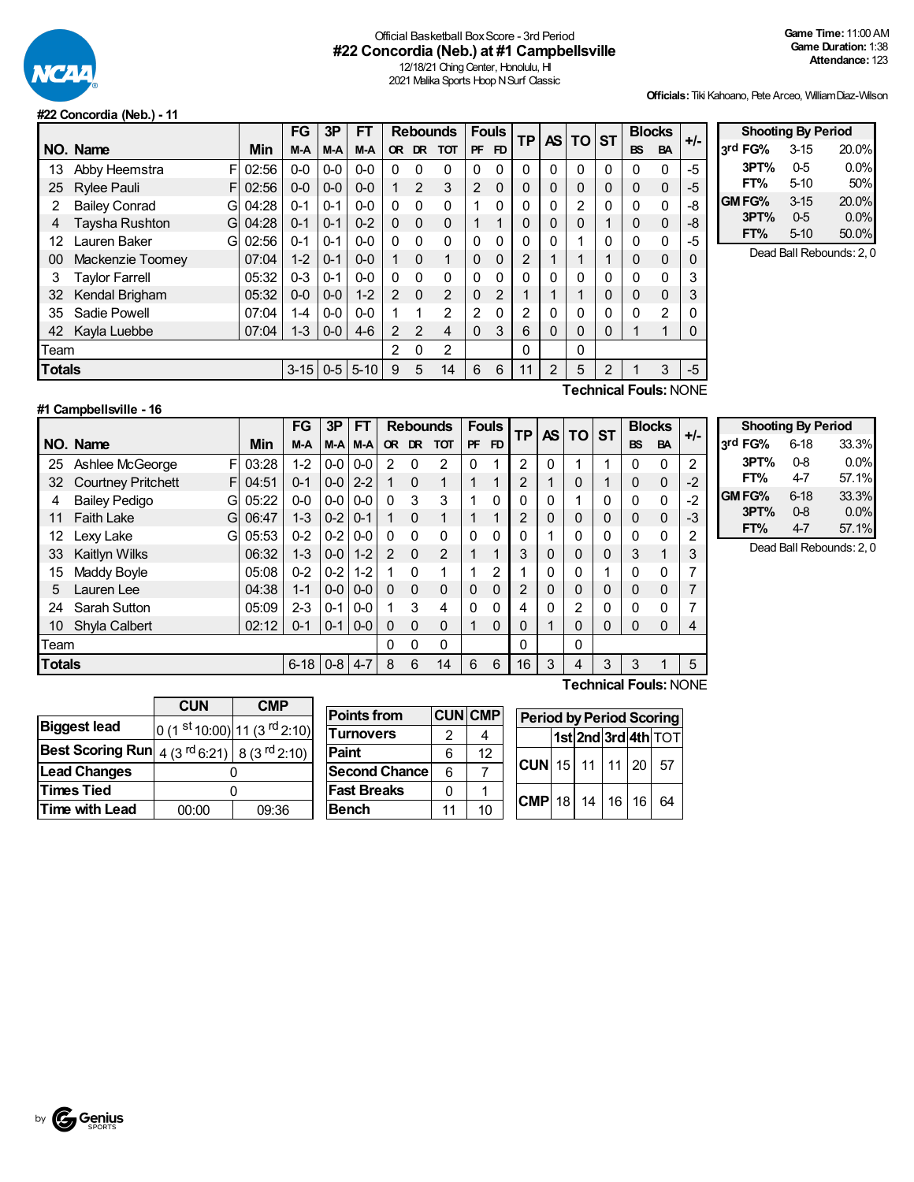Official Basketball Box Score - 3rd Period

# #22 Concordia (Neb.) at #1 Campbellsville

12/18/21 Ching Center, Honolulu, HI
2021 Malika Sports Hoop N Surf Classic

**Game Time:** 11:00 AM
**Game Duration:** 1:38
**Attendance:** 123

**Officials:** Tiki Kahoano, Pete Arceo, William Diaz-Wilson

## #22 Concordia (Neb.) - 11

| NO. | Name | | Min | FG M-A | 3P M-A | FT M-A | Rebounds OR | DR | TOT | Fouls PF | FD | TP | AS | TO | ST | Blocks BS | BA | +/- |
|---|---|---|---|---|---|---|---|---|---|---|---|---|---|---|---|---|---|---|
| 13 | Abby Heemstra | F | 02:56 | 0-0 | 0-0 | 0-0 | 0 | 0 | 0 | 0 | 0 | 0 | 0 | 0 | 0 | 0 | 0 | -5 |
| 25 | Rylee Pauli | F | 02:56 | 0-0 | 0-0 | 0-0 | 1 | 2 | 3 | 2 | 0 | 0 | 0 | 0 | 0 | 0 | 0 | -5 |
| 2 | Bailey Conrad | G | 04:28 | 0-1 | 0-1 | 0-0 | 0 | 0 | 0 | 1 | 0 | 0 | 0 | 2 | 0 | 0 | 0 | -8 |
| 4 | Taysha Rushton | G | 04:28 | 0-1 | 0-1 | 0-2 | 0 | 0 | 0 | 1 | 1 | 0 | 0 | 0 | 1 | 0 | 0 | -8 |
| 12 | Lauren Baker | G | 02:56 | 0-1 | 0-1 | 0-0 | 0 | 0 | 0 | 0 | 0 | 0 | 0 | 1 | 0 | 0 | 0 | -5 |
| 00 | Mackenzie Toomey | | 07:04 | 1-2 | 0-1 | 0-0 | 1 | 0 | 1 | 0 | 0 | 2 | 1 | 1 | 1 | 0 | 0 | 0 |
| 3 | Taylor Farrell | | 05:32 | 0-3 | 0-1 | 0-0 | 0 | 0 | 0 | 0 | 0 | 0 | 0 | 0 | 0 | 0 | 0 | 3 |
| 32 | Kendal Brigham | | 05:32 | 0-0 | 0-0 | 1-2 | 2 | 0 | 2 | 0 | 2 | 1 | 1 | 1 | 0 | 0 | 0 | 3 |
| 35 | Sadie Powell | | 07:04 | 1-4 | 0-0 | 0-0 | 1 | 1 | 2 | 2 | 0 | 2 | 0 | 0 | 0 | 0 | 2 | 0 |
| 42 | Kayla Luebbe | | 07:04 | 1-3 | 0-0 | 4-6 | 2 | 2 | 4 | 0 | 3 | 6 | 0 | 0 | 0 | 1 | 1 | 0 |
| Team | | | | | | | 2 | 0 | 2 | | | 0 | | 0 | | | | |
| **Totals** | | | | 3-15 | 0-5 | 5-10 | 9 | 5 | 14 | 6 | 6 | 11 | 2 | 5 | 2 | 1 | 3 | -5 |

**Technical Fouls:** NONE

| Shooting By Period | | |
|---|---|---|
| 3rd FG% | 3-15 | 20.0% |
| 3PT% | 0-5 | 0.0% |
| FT% | 5-10 | 50% |
| GM FG% | 3-15 | 20.0% |
| 3PT% | 0-5 | 0.0% |
| FT% | 5-10 | 50.0% |

Dead Ball Rebounds: 2, 0

## #1 Campbellsville - 16

| NO. | Name | | Min | FG M-A | 3P M-A | FT M-A | Rebounds OR | DR | TOT | Fouls PF | FD | TP | AS | TO | ST | Blocks BS | BA | +/- |
|---|---|---|---|---|---|---|---|---|---|---|---|---|---|---|---|---|---|---|
| 25 | Ashlee McGeorge | F | 03:28 | 1-2 | 0-0 | 0-0 | 2 | 0 | 2 | 0 | 1 | 2 | 0 | 1 | 1 | 0 | 0 | 2 |
| 32 | Courtney Pritchett | F | 04:51 | 0-1 | 0-0 | 2-2 | 1 | 0 | 1 | 1 | 1 | 2 | 1 | 0 | 1 | 0 | 0 | -2 |
| 4 | Bailey Pedigo | G | 05:22 | 0-0 | 0-0 | 0-0 | 0 | 3 | 3 | 1 | 0 | 0 | 0 | 1 | 0 | 0 | 0 | -2 |
| 11 | Faith Lake | G | 06:47 | 1-3 | 0-2 | 0-1 | 1 | 0 | 1 | 1 | 1 | 2 | 0 | 0 | 0 | 0 | 0 | -3 |
| 12 | Lexy Lake | G | 05:53 | 0-2 | 0-2 | 0-0 | 0 | 0 | 0 | 0 | 0 | 0 | 1 | 0 | 0 | 0 | 0 | 2 |
| 33 | Kaitlyn Wilks | | 06:32 | 1-3 | 0-0 | 1-2 | 2 | 0 | 2 | 1 | 1 | 3 | 0 | 0 | 0 | 3 | 1 | 3 |
| 15 | Maddy Boyle | | 05:08 | 0-2 | 0-2 | 1-2 | 1 | 0 | 1 | 1 | 2 | 1 | 0 | 0 | 1 | 0 | 0 | 7 |
| 5 | Lauren Lee | | 04:38 | 1-1 | 0-0 | 0-0 | 0 | 0 | 0 | 0 | 0 | 2 | 0 | 0 | 0 | 0 | 0 | 7 |
| 24 | Sarah Sutton | | 05:09 | 2-3 | 0-1 | 0-0 | 1 | 3 | 4 | 0 | 0 | 4 | 0 | 2 | 0 | 0 | 0 | 7 |
| 10 | Shyla Calbert | | 02:12 | 0-1 | 0-1 | 0-0 | 0 | 0 | 0 | 1 | 0 | 0 | 1 | 0 | 0 | 0 | 0 | 4 |
| Team | | | | | | | 0 | 0 | 0 | | | 0 | | 0 | | | | |
| **Totals** | | | | 6-18 | 0-8 | 4-7 | 8 | 6 | 14 | 6 | 6 | 16 | 3 | 4 | 3 | 3 | 1 | 5 |

**Technical Fouls:** NONE

| Shooting By Period | | |
|---|---|---|
| 3rd FG% | 6-18 | 33.3% |
| 3PT% | 0-8 | 0.0% |
| FT% | 4-7 | 57.1% |
| GM FG% | 6-18 | 33.3% |
| 3PT% | 0-8 | 0.0% |
| FT% | 4-7 | 57.1% |

Dead Ball Rebounds: 2, 0

| | CUN | CMP |
|---|---|---|
| Biggest lead | 0 (1st 10:00) | 11 (3rd 2:10) |
| Best Scoring Run | 4 (3rd 6:21) | 8 (3rd 2:10) |
| Lead Changes | 0 | |
| Times Tied | 0 | |
| Time with Lead | 00:00 | 09:36 |

| Points from | CUN | CMP |
|---|---|---|
| Turnovers | 2 | 4 |
| Paint | 6 | 12 |
| Second Chance | 6 | 7 |
| Fast Breaks | 0 | 1 |
| Bench | 11 | 10 |

| Period by Period Scoring | 1st | 2nd | 3rd | 4th | TOT |
|---|---|---|---|---|---|
| CUN | 15 | 11 | 11 | 20 | 57 |
| CMP | 18 | 14 | 16 | 16 | 64 |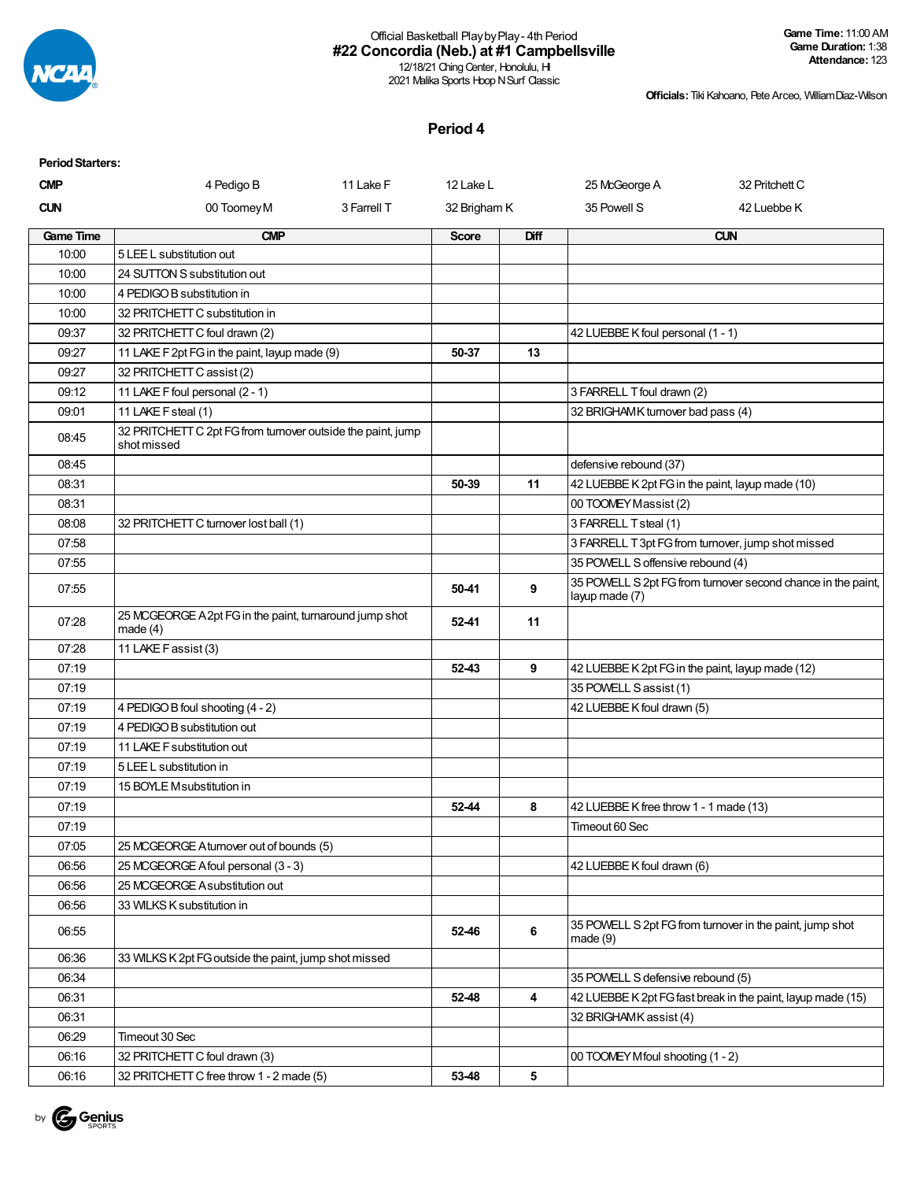Official Basketball Play by Play - 4th Period

**#22 Concordia (Neb.) at #1 Campbellsville**

12/18/21 Ching Center, Honolulu, HI

2021 Malika Sports Hoop N Surf Classic

**Game Time:** 11:00 AM
**Game Duration:** 1:38
**Attendance:** 123

**Officials:** Tiki Kahoano, Pete Arceo, William Diaz-Wilson

## Period 4

**Period Starters:**

| | | | | | |
|---|---|---|---|---|---|
| **CMP** | 4 Pedigo B | 11 Lake F | 12 Lake L | 25 McGeorge A | 32 Pritchett C |
| **CUN** | 00 Toomey M | 3 Farrell T | 32 Brigham K | 35 Powell S | 42 Luebbe K |

| Game Time | CMP | Score | Diff | CUN |
|---|---|---|---|---|
| 10:00 | 5 LEE L substitution out | | | |
| 10:00 | 24 SUTTON S substitution out | | | |
| 10:00 | 4 PEDIGO B substitution in | | | |
| 10:00 | 32 PRITCHETT C substitution in | | | |
| 09:37 | 32 PRITCHETT C foul drawn (2) | | | 42 LUEBBE K foul personal (1 - 1) |
| 09:27 | 11 LAKE F 2pt FG in the paint, layup made (9) | 50-37 | 13 | |
| 09:27 | 32 PRITCHETT C assist (2) | | | |
| 09:12 | 11 LAKE F foul personal (2 - 1) | | | 3 FARRELL T foul drawn (2) |
| 09:01 | 11 LAKE F steal (1) | | | 32 BRIGHAM K turnover bad pass (4) |
| 08:45 | 32 PRITCHETT C 2pt FG from turnover outside the paint, jump shot missed | | | |
| 08:45 | | | | defensive rebound (37) |
| 08:31 | | 50-39 | 11 | 42 LUEBBE K 2pt FG in the paint, layup made (10) |
| 08:31 | | | | 00 TOOMEY M assist (2) |
| 08:08 | 32 PRITCHETT C turnover lost ball (1) | | | 3 FARRELL T steal (1) |
| 07:58 | | | | 3 FARRELL T 3pt FG from turnover, jump shot missed |
| 07:55 | | | | 35 POWELL S offensive rebound (4) |
| 07:55 | | 50-41 | 9 | 35 POWELL S 2pt FG from turnover second chance in the paint, layup made (7) |
| 07:28 | 25 MCGEORGE A 2pt FG in the paint, turnaround jump shot made (4) | 52-41 | 11 | |
| 07:28 | 11 LAKE F assist (3) | | | |
| 07:19 | | 52-43 | 9 | 42 LUEBBE K 2pt FG in the paint, layup made (12) |
| 07:19 | | | | 35 POWELL S assist (1) |
| 07:19 | 4 PEDIGO B foul shooting (4 - 2) | | | 42 LUEBBE K foul drawn (5) |
| 07:19 | 4 PEDIGO B substitution out | | | |
| 07:19 | 11 LAKE F substitution out | | | |
| 07:19 | 5 LEE L substitution in | | | |
| 07:19 | 15 BOYLE M substitution in | | | |
| 07:19 | | 52-44 | 8 | 42 LUEBBE K free throw 1 - 1 made (13) |
| 07:19 | | | | Timeout 60 Sec |
| 07:05 | 25 MCGEORGE A turnover out of bounds (5) | | | |
| 06:56 | 25 MCGEORGE A foul personal (3 - 3) | | | 42 LUEBBE K foul drawn (6) |
| 06:56 | 25 MCGEORGE A substitution out | | | |
| 06:56 | 33 WILKS K substitution in | | | |
| 06:55 | | 52-46 | 6 | 35 POWELL S 2pt FG from turnover in the paint, jump shot made (9) |
| 06:36 | 33 WILKS K 2pt FG outside the paint, jump shot missed | | | |
| 06:34 | | | | 35 POWELL S defensive rebound (5) |
| 06:31 | | 52-48 | 4 | 42 LUEBBE K 2pt FG fast break in the paint, layup made (15) |
| 06:31 | | | | 32 BRIGHAM K assist (4) |
| 06:29 | Timeout 30 Sec | | | |
| 06:16 | 32 PRITCHETT C foul drawn (3) | | | 00 TOOMEY M foul shooting (1 - 2) |
| 06:16 | 32 PRITCHETT C free throw 1 - 2 made (5) | 53-48 | 5 | |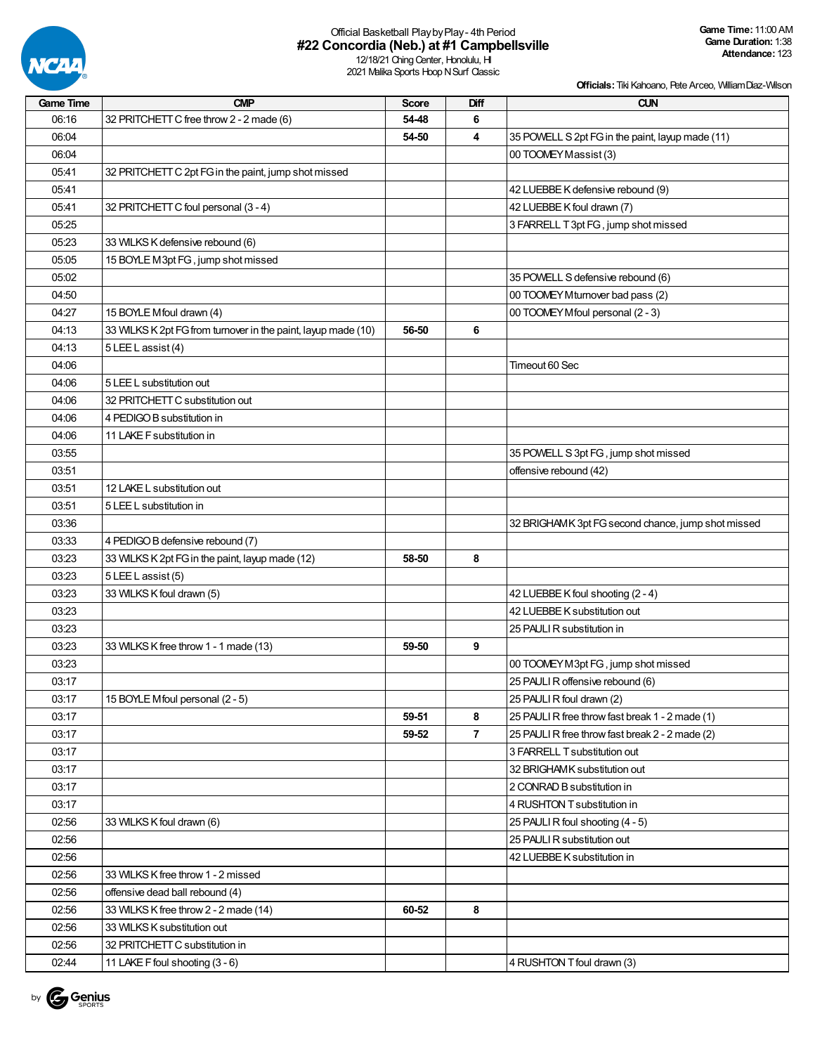Official Basketball Play by Play - 4th Period

**#22 Concordia (Neb.) at #1 Campbellsville**

12/18/21 Ching Center, Honolulu, HI
2021 Malika Sports Hoop N Surf Classic

**Game Time:** 11:00 AM
**Game Duration:** 1:38
**Attendance:** 123

**Officials:** Tiki Kahoano, Pete Arceo, William Diaz-Wilson

| Game Time | CMP | Score | Diff | CUN |
|---|---|---|---|---|
| 06:16 | 32 PRITCHETT C free throw 2 - 2 made (6) | 54-48 | 6 | |
| 06:04 | | 54-50 | 4 | 35 POWELL S 2pt FG in the paint, layup made (11) |
| 06:04 | | | | 00 TOOMEY M assist (3) |
| 05:41 | 32 PRITCHETT C 2pt FG in the paint, jump shot missed | | | |
| 05:41 | | | | 42 LUEBBE K defensive rebound (9) |
| 05:41 | 32 PRITCHETT C foul personal (3 - 4) | | | 42 LUEBBE K foul drawn (7) |
| 05:25 | | | | 3 FARRELL T 3pt FG , jump shot missed |
| 05:23 | 33 WILKS K defensive rebound (6) | | | |
| 05:05 | 15 BOYLE M 3pt FG , jump shot missed | | | |
| 05:02 | | | | 35 POWELL S defensive rebound (6) |
| 04:50 | | | | 00 TOOMEY M turnover bad pass (2) |
| 04:27 | 15 BOYLE M foul drawn (4) | | | 00 TOOMEY M foul personal (2 - 3) |
| 04:13 | 33 WILKS K 2pt FG from turnover in the paint, layup made (10) | 56-50 | 6 | |
| 04:13 | 5 LEE L assist (4) | | | |
| 04:06 | | | | Timeout 60 Sec |
| 04:06 | 5 LEE L substitution out | | | |
| 04:06 | 32 PRITCHETT C substitution out | | | |
| 04:06 | 4 PEDIGO B substitution in | | | |
| 04:06 | 11 LAKE F substitution in | | | |
| 03:55 | | | | 35 POWELL S 3pt FG , jump shot missed |
| 03:51 | | | | offensive rebound (42) |
| 03:51 | 12 LAKE L substitution out | | | |
| 03:51 | 5 LEE L substitution in | | | |
| 03:36 | | | | 32 BRIGHAM K 3pt FG second chance, jump shot missed |
| 03:33 | 4 PEDIGO B defensive rebound (7) | | | |
| 03:23 | 33 WILKS K 2pt FG in the paint, layup made (12) | 58-50 | 8 | |
| 03:23 | 5 LEE L assist (5) | | | |
| 03:23 | 33 WILKS K foul drawn (5) | | | 42 LUEBBE K foul shooting (2 - 4) |
| 03:23 | | | | 42 LUEBBE K substitution out |
| 03:23 | | | | 25 PAULI R substitution in |
| 03:23 | 33 WILKS K free throw 1 - 1 made (13) | 59-50 | 9 | |
| 03:23 | | | | 00 TOOMEY M 3pt FG , jump shot missed |
| 03:17 | | | | 25 PAULI R offensive rebound (6) |
| 03:17 | 15 BOYLE M foul personal (2 - 5) | | | 25 PAULI R foul drawn (2) |
| 03:17 | | 59-51 | 8 | 25 PAULI R free throw fast break 1 - 2 made (1) |
| 03:17 | | 59-52 | 7 | 25 PAULI R free throw fast break 2 - 2 made (2) |
| 03:17 | | | | 3 FARRELL T substitution out |
| 03:17 | | | | 32 BRIGHAM K substitution out |
| 03:17 | | | | 2 CONRAD B substitution in |
| 03:17 | | | | 4 RUSHTON T substitution in |
| 02:56 | 33 WILKS K foul drawn (6) | | | 25 PAULI R foul shooting (4 - 5) |
| 02:56 | | | | 25 PAULI R substitution out |
| 02:56 | | | | 42 LUEBBE K substitution in |
| 02:56 | 33 WILKS K free throw 1 - 2 missed | | | |
| 02:56 | offensive dead ball rebound (4) | | | |
| 02:56 | 33 WILKS K free throw 2 - 2 made (14) | 60-52 | 8 | |
| 02:56 | 33 WILKS K substitution out | | | |
| 02:56 | 32 PRITCHETT C substitution in | | | |
| 02:44 | 11 LAKE F foul shooting (3 - 6) | | | 4 RUSHTON T foul drawn (3) |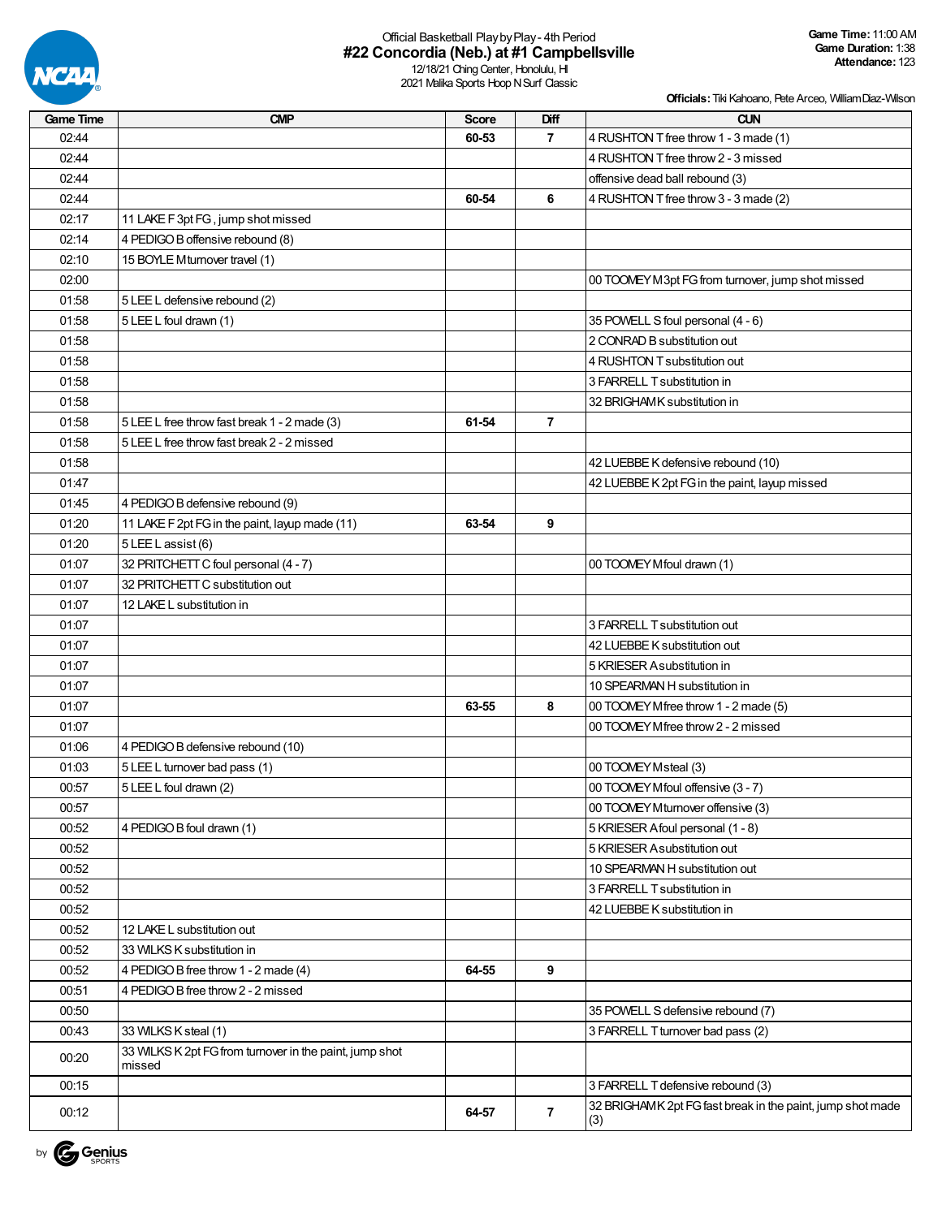Official Basketball Play by Play - 4th Period

# #22 Concordia (Neb.) at #1 Campbellsville

12/18/21 Ching Center, Honolulu, HI
2021 Malika Sports Hoop N Surf Classic

**Game Time:** 11:00 AM
**Game Duration:** 1:38
**Attendance:** 123

**Officials:** Tiki Kahoano, Pete Arceo, William Diaz-Wilson

| Game Time | CMP | Score | Diff | CUN |
|---|---|---|---|---|
| 02:44 | | 60-53 | 7 | 4 RUSHTON T free throw 1 - 3 made (1) |
| 02:44 | | | | 4 RUSHTON T free throw 2 - 3 missed |
| 02:44 | | | | offensive dead ball rebound (3) |
| 02:44 | | 60-54 | 6 | 4 RUSHTON T free throw 3 - 3 made (2) |
| 02:17 | 11 LAKE F 3pt FG , jump shot missed | | | |
| 02:14 | 4 PEDIGO B offensive rebound (8) | | | |
| 02:10 | 15 BOYLE M turnover travel (1) | | | |
| 02:00 | | | | 00 TOOMEY M 3pt FG from turnover, jump shot missed |
| 01:58 | 5 LEE L defensive rebound (2) | | | |
| 01:58 | 5 LEE L foul drawn (1) | | | 35 POWELL S foul personal (4 - 6) |
| 01:58 | | | | 2 CONRAD B substitution out |
| 01:58 | | | | 4 RUSHTON T substitution out |
| 01:58 | | | | 3 FARRELL T substitution in |
| 01:58 | | | | 32 BRIGHAM K substitution in |
| 01:58 | 5 LEE L free throw fast break 1 - 2 made (3) | 61-54 | 7 | |
| 01:58 | 5 LEE L free throw fast break 2 - 2 missed | | | |
| 01:58 | | | | 42 LUEBBE K defensive rebound (10) |
| 01:47 | | | | 42 LUEBBE K 2pt FG in the paint, layup missed |
| 01:45 | 4 PEDIGO B defensive rebound (9) | | | |
| 01:20 | 11 LAKE F 2pt FG in the paint, layup made (11) | 63-54 | 9 | |
| 01:20 | 5 LEE L assist (6) | | | |
| 01:07 | 32 PRITCHETT C foul personal (4 - 7) | | | 00 TOOMEY M foul drawn (1) |
| 01:07 | 32 PRITCHETT C substitution out | | | |
| 01:07 | 12 LAKE L substitution in | | | |
| 01:07 | | | | 3 FARRELL T substitution out |
| 01:07 | | | | 42 LUEBBE K substitution out |
| 01:07 | | | | 5 KRIESER A substitution in |
| 01:07 | | | | 10 SPEARMAN H substitution in |
| 01:07 | | 63-55 | 8 | 00 TOOMEY M free throw 1 - 2 made (5) |
| 01:07 | | | | 00 TOOMEY M free throw 2 - 2 missed |
| 01:06 | 4 PEDIGO B defensive rebound (10) | | | |
| 01:03 | 5 LEE L turnover bad pass (1) | | | 00 TOOMEY M steal (3) |
| 00:57 | 5 LEE L foul drawn (2) | | | 00 TOOMEY M foul offensive (3 - 7) |
| 00:57 | | | | 00 TOOMEY M turnover offensive (3) |
| 00:52 | 4 PEDIGO B foul drawn (1) | | | 5 KRIESER A foul personal (1 - 8) |
| 00:52 | | | | 5 KRIESER A substitution out |
| 00:52 | | | | 10 SPEARMAN H substitution out |
| 00:52 | | | | 3 FARRELL T substitution in |
| 00:52 | | | | 42 LUEBBE K substitution in |
| 00:52 | 12 LAKE L substitution out | | | |
| 00:52 | 33 WILKS K substitution in | | | |
| 00:52 | 4 PEDIGO B free throw 1 - 2 made (4) | 64-55 | 9 | |
| 00:51 | 4 PEDIGO B free throw 2 - 2 missed | | | |
| 00:50 | | | | 35 POWELL S defensive rebound (7) |
| 00:43 | 33 WILKS K steal (1) | | | 3 FARRELL T turnover bad pass (2) |
| 00:20 | 33 WILKS K 2pt FG from turnover in the paint, jump shot missed | | | |
| 00:15 | | | | 3 FARRELL T defensive rebound (3) |
| 00:12 | | 64-57 | 7 | 32 BRIGHAM K 2pt FG fast break in the paint, jump shot made (3) |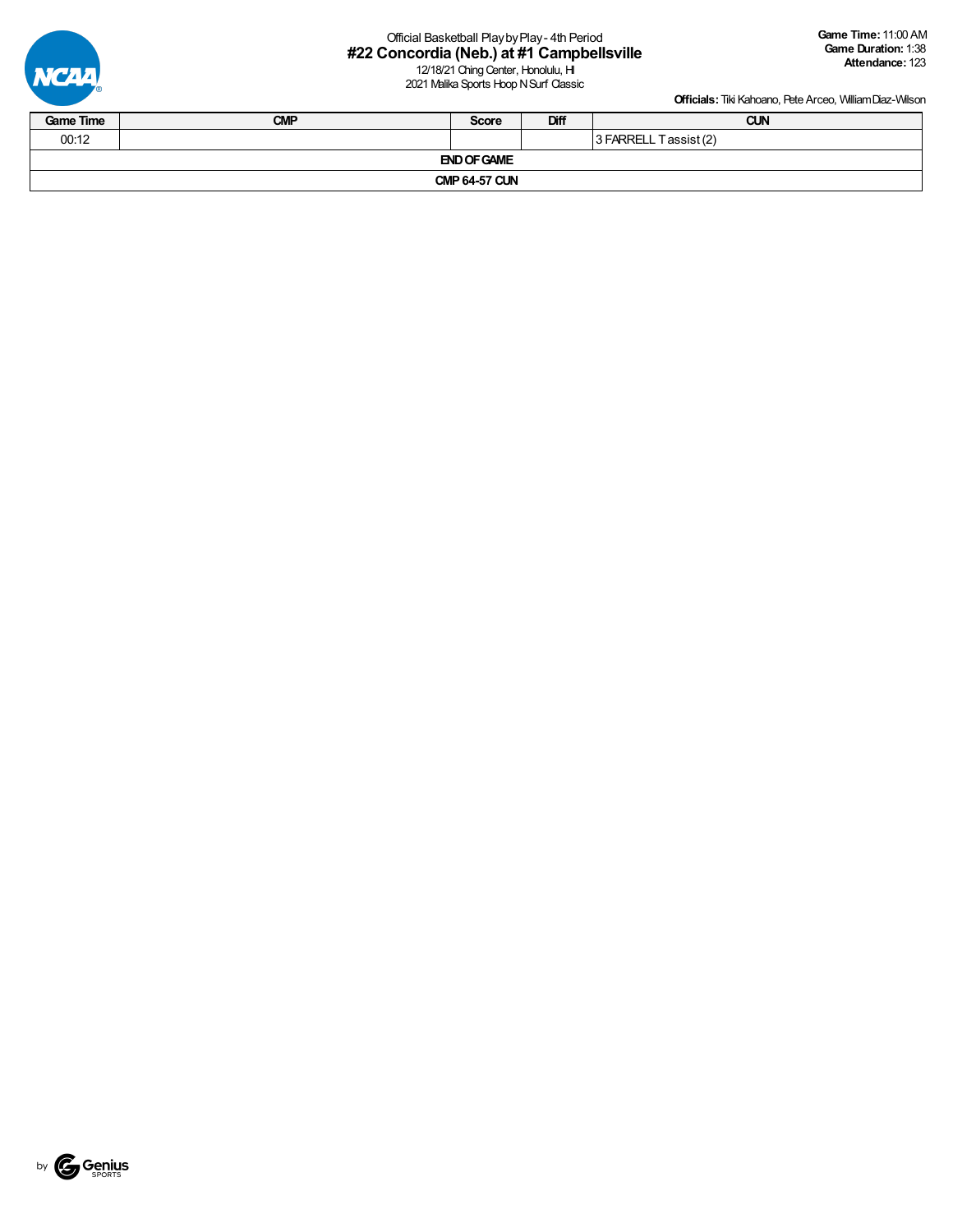Official Basketball Play by Play - 4th Period

# #22 Concordia (Neb.) at #1 Campbellsville

12/18/21 Ching Center, Honolulu, HI
2021 Malika Sports Hoop N Surf Classic

**Game Time:** 11:00 AM
**Game Duration:** 1:38
**Attendance:** 123

**Officials:** Tiki Kahoano, Pete Arceo, William Diaz-Wilson

| Game Time | CMP | Score | Diff | CUN |
|---|---|---|---|---|
| 00:12 | | | | 3 FARRELL T assist (2) |
| **END OF GAME** | | | | |
| **CMP 64-57 CUN** | | | | |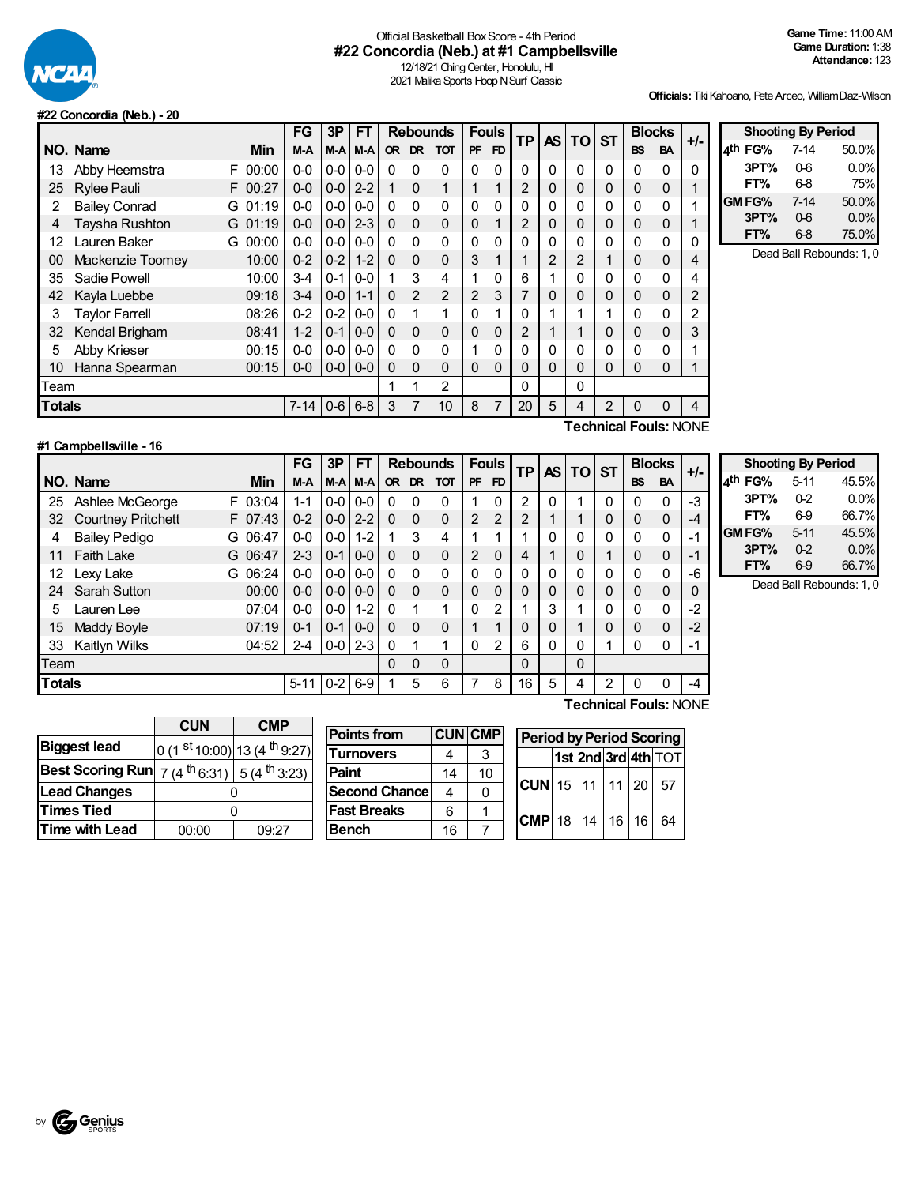Official Basketball Box Score - 4th Period

# #22 Concordia (Neb.) at #1 Campbellsville

12/18/21 Ching Center, Honolulu, HI
2021 Malika Sports Hoop N Surf Classic

**Game Time:** 11:00 AM
**Game Duration:** 1:38
**Attendance:** 123

**Officials:** Tiki Kahoano, Pete Arceo, William Diaz-Wilson

## #22 Concordia (Neb.) - 20

| NO. | Name | | Min | FG M-A | 3P M-A | FT M-A | OR | DR | TOT | PF | FD | TP | AS | TO | ST | BS | BA | +/- |
|---|---|---|---|---|---|---|---|---|---|---|---|---|---|---|---|---|---|---|
| 13 | Abby Heemstra | F | 00:00 | 0-0 | 0-0 | 0-0 | 0 | 0 | 0 | 0 | 0 | 0 | 0 | 0 | 0 | 0 | 0 | 0 |
| 25 | Rylee Pauli | F | 00:27 | 0-0 | 0-0 | 2-2 | 1 | 0 | 1 | 1 | 1 | 2 | 0 | 0 | 0 | 0 | 0 | 1 |
| 2 | Bailey Conrad | G | 01:19 | 0-0 | 0-0 | 0-0 | 0 | 0 | 0 | 0 | 0 | 0 | 0 | 0 | 0 | 0 | 0 | 1 |
| 4 | Taysha Rushton | G | 01:19 | 0-0 | 0-0 | 2-3 | 0 | 0 | 0 | 0 | 1 | 2 | 0 | 0 | 0 | 0 | 0 | 1 |
| 12 | Lauren Baker | G | 00:00 | 0-0 | 0-0 | 0-0 | 0 | 0 | 0 | 0 | 0 | 0 | 0 | 0 | 0 | 0 | 0 | 0 |
| 00 | Mackenzie Toomey | | 10:00 | 0-2 | 0-2 | 1-2 | 0 | 0 | 0 | 3 | 1 | 1 | 2 | 2 | 1 | 0 | 0 | 4 |
| 35 | Sadie Powell | | 10:00 | 3-4 | 0-1 | 0-0 | 1 | 3 | 4 | 1 | 0 | 6 | 1 | 0 | 0 | 0 | 0 | 4 |
| 42 | Kayla Luebbe | | 09:18 | 3-4 | 0-0 | 1-1 | 0 | 2 | 2 | 2 | 3 | 7 | 0 | 0 | 0 | 0 | 0 | 2 |
| 3 | Taylor Farrell | | 08:26 | 0-2 | 0-2 | 0-0 | 0 | 1 | 1 | 0 | 1 | 0 | 1 | 1 | 1 | 0 | 0 | 2 |
| 32 | Kendal Brigham | | 08:41 | 1-2 | 0-1 | 0-0 | 0 | 0 | 0 | 0 | 0 | 2 | 1 | 1 | 0 | 0 | 0 | 3 |
| 5 | Abby Krieser | | 00:15 | 0-0 | 0-0 | 0-0 | 0 | 0 | 0 | 1 | 0 | 0 | 0 | 0 | 0 | 0 | 0 | 1 |
| 10 | Hanna Spearman | | 00:15 | 0-0 | 0-0 | 0-0 | 0 | 0 | 0 | 0 | 0 | 0 | 0 | 0 | 0 | 0 | 0 | 1 |
| | Team | | | | | | 1 | 1 | 2 | | | 0 | | 0 | | | | |
| | **Totals** | | | 7-14 | 0-6 | 6-8 | 3 | 7 | 10 | 8 | 7 | 20 | 5 | 4 | 2 | 0 | 0 | 4 |

**Technical Fouls:** NONE

| Shooting By Period | | |
|---|---|---|
| 4th FG% | 7-14 | 50.0% |
| 3PT% | 0-6 | 0.0% |
| FT% | 6-8 | 75% |
| GM FG% | 7-14 | 50.0% |
| 3PT% | 0-6 | 0.0% |
| FT% | 6-8 | 75.0% |

Dead Ball Rebounds: 1, 0

## #1 Campbellsville - 16

| NO. | Name | | Min | FG M-A | 3P M-A | FT M-A | OR | DR | TOT | PF | FD | TP | AS | TO | ST | BS | BA | +/- |
|---|---|---|---|---|---|---|---|---|---|---|---|---|---|---|---|---|---|---|
| 25 | Ashlee McGeorge | F | 03:04 | 1-1 | 0-0 | 0-0 | 0 | 0 | 0 | 1 | 0 | 2 | 0 | 1 | 0 | 0 | 0 | -3 |
| 32 | Courtney Pritchett | F | 07:43 | 0-2 | 0-0 | 2-2 | 0 | 0 | 0 | 2 | 2 | 2 | 1 | 1 | 0 | 0 | 0 | -4 |
| 4 | Bailey Pedigo | G | 06:47 | 0-0 | 0-0 | 1-2 | 1 | 3 | 4 | 1 | 1 | 1 | 0 | 0 | 0 | 0 | 0 | -1 |
| 11 | Faith Lake | G | 06:47 | 2-3 | 0-1 | 0-0 | 0 | 0 | 0 | 2 | 0 | 4 | 1 | 0 | 1 | 0 | 0 | -1 |
| 12 | Lexy Lake | G | 06:24 | 0-0 | 0-0 | 0-0 | 0 | 0 | 0 | 0 | 0 | 0 | 0 | 0 | 0 | 0 | 0 | -6 |
| 24 | Sarah Sutton | | 00:00 | 0-0 | 0-0 | 0-0 | 0 | 0 | 0 | 0 | 0 | 0 | 0 | 0 | 0 | 0 | 0 | 0 |
| 5 | Lauren Lee | | 07:04 | 0-0 | 0-0 | 1-2 | 0 | 1 | 1 | 0 | 2 | 1 | 3 | 1 | 0 | 0 | 0 | -2 |
| 15 | Maddy Boyle | | 07:19 | 0-1 | 0-1 | 0-0 | 0 | 0 | 0 | 1 | 1 | 0 | 0 | 1 | 0 | 0 | 0 | -2 |
| 33 | Kaitlyn Wilks | | 04:52 | 2-4 | 0-0 | 2-3 | 0 | 1 | 1 | 0 | 2 | 6 | 0 | 0 | 1 | 0 | 0 | -1 |
| | Team | | | | | | 0 | 0 | 0 | | | 0 | | 0 | | | | |
| | **Totals** | | | 5-11 | 0-2 | 6-9 | 1 | 5 | 6 | 7 | 8 | 16 | 5 | 4 | 2 | 0 | 0 | -4 |

**Technical Fouls:** NONE

| Shooting By Period | | |
|---|---|---|
| 4th FG% | 5-11 | 45.5% |
| 3PT% | 0-2 | 0.0% |
| FT% | 6-9 | 66.7% |
| GM FG% | 5-11 | 45.5% |
| 3PT% | 0-2 | 0.0% |
| FT% | 6-9 | 66.7% |

Dead Ball Rebounds: 1, 0

| | CUN | CMP |
|---|---|---|
| Biggest lead | 0 (1st 10:00) | 13 (4th 9:27) |
| Best Scoring Run | 7 (4th 6:31) | 5 (4th 3:23) |
| Lead Changes | 0 | |
| Times Tied | 0 | |
| Time with Lead | 00:00 | 09:27 |

| Points from | CUN | CMP |
|---|---|---|
| Turnovers | 4 | 3 |
| Paint | 14 | 10 |
| Second Chance | 4 | 0 |
| Fast Breaks | 6 | 1 |
| Bench | 16 | 7 |

| Period by Period Scoring | 1st | 2nd | 3rd | 4th | TOT |
|---|---|---|---|---|---|
| CUN | 15 | 11 | 11 | 20 | 57 |
| CMP | 18 | 14 | 16 | 16 | 64 |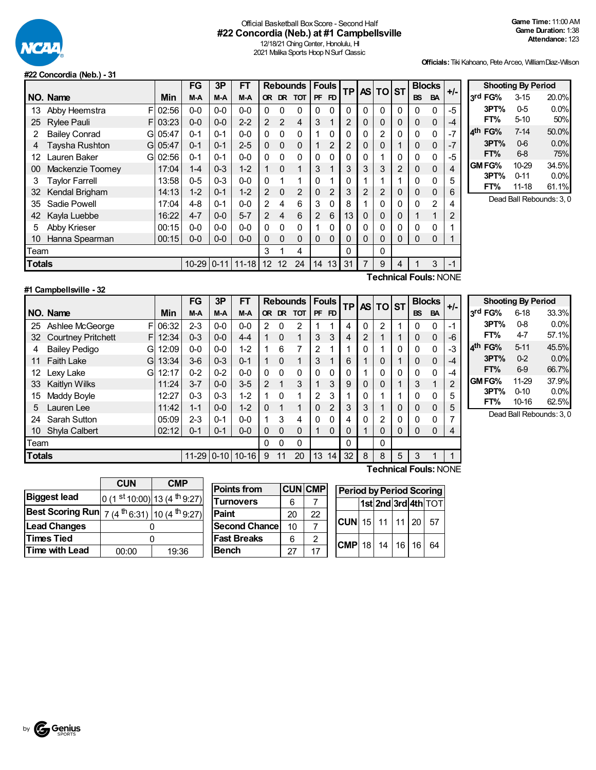Official Basketball Box Score - Second Half

# #22 Concordia (Neb.) at #1 Campbellsville

12/18/21 Ching Center, Honolulu, HI
2021 Malika Sports Hoop N Surf Classic

**Game Time:** 11:00 AM
**Game Duration:** 1:38
**Attendance:** 123

**Officials:** Tiki Kahoano, Pete Arceo, William Diaz-Wilson

## #22 Concordia (Neb.) - 31

| NO. | Name | | Min | FG M-A | 3P M-A | FT M-A | Rebounds OR | DR | TOT | Fouls PF | FD | TP | AS | TO | ST | Blocks BS | BA | +/- |
|---|---|---|---|---|---|---|---|---|---|---|---|---|---|---|---|---|---|---|
| 13 | Abby Heemstra | F | 02:56 | 0-0 | 0-0 | 0-0 | 0 | 0 | 0 | 0 | 0 | 0 | 0 | 0 | 0 | 0 | 0 | -5 |
| 25 | Rylee Pauli | F | 03:23 | 0-0 | 0-0 | 2-2 | 2 | 2 | 4 | 3 | 1 | 2 | 0 | 0 | 0 | 0 | 0 | -4 |
| 2 | Bailey Conrad | G | 05:47 | 0-1 | 0-1 | 0-0 | 0 | 0 | 0 | 1 | 0 | 0 | 0 | 2 | 0 | 0 | 0 | -7 |
| 4 | Taysha Rushton | G | 05:47 | 0-1 | 0-1 | 2-5 | 0 | 0 | 0 | 1 | 2 | 2 | 0 | 0 | 1 | 0 | 0 | -7 |
| 12 | Lauren Baker | G | 02:56 | 0-1 | 0-1 | 0-0 | 0 | 0 | 0 | 0 | 0 | 0 | 0 | 1 | 0 | 0 | 0 | -5 |
| 00 | Mackenzie Toomey | | 17:04 | 1-4 | 0-3 | 1-2 | 1 | 0 | 1 | 3 | 1 | 3 | 3 | 3 | 2 | 0 | 0 | 4 |
| 3 | Taylor Farrell | | 13:58 | 0-5 | 0-3 | 0-0 | 0 | 1 | 1 | 0 | 1 | 0 | 1 | 1 | 1 | 0 | 0 | 5 |
| 32 | Kendal Brigham | | 14:13 | 1-2 | 0-1 | 1-2 | 2 | 0 | 2 | 0 | 2 | 3 | 2 | 2 | 0 | 0 | 0 | 6 |
| 35 | Sadie Powell | | 17:04 | 4-8 | 0-1 | 0-0 | 2 | 4 | 6 | 3 | 0 | 8 | 1 | 0 | 0 | 0 | 2 | 4 |
| 42 | Kayla Luebbe | | 16:22 | 4-7 | 0-0 | 5-7 | 2 | 4 | 6 | 2 | 6 | 13 | 0 | 0 | 0 | 1 | 1 | 2 |
| 5 | Abby Krieser | | 00:15 | 0-0 | 0-0 | 0-0 | 0 | 0 | 0 | 1 | 0 | 0 | 0 | 0 | 0 | 0 | 0 | 1 |
| 10 | Hanna Spearman | | 00:15 | 0-0 | 0-0 | 0-0 | 0 | 0 | 0 | 0 | 0 | 0 | 0 | 0 | 0 | 0 | 0 | 1 |
| Team | | | | | | | 3 | 1 | 4 | | | 0 | | 0 | | | | |
| **Totals** | | | | 10-29 | 0-11 | 11-18 | 12 | 12 | 24 | 14 | 13 | 31 | 7 | 9 | 4 | 1 | 3 | -1 |

**Technical Fouls:** NONE

| Shooting By Period | | |
|---|---|---|
| 3rd FG% | 3-15 | 20.0% |
| 3PT% | 0-5 | 0.0% |
| FT% | 5-10 | 50% |
| 4th FG% | 7-14 | 50.0% |
| 3PT% | 0-6 | 0.0% |
| FT% | 6-8 | 75% |
| GM FG% | 10-29 | 34.5% |
| 3PT% | 0-11 | 0.0% |
| FT% | 11-18 | 61.1% |

Dead Ball Rebounds: 3, 0

## #1 Campbellsville - 32

| NO. | Name | | Min | FG M-A | 3P M-A | FT M-A | Rebounds OR | DR | TOT | Fouls PF | FD | TP | AS | TO | ST | Blocks BS | BA | +/- |
|---|---|---|---|---|---|---|---|---|---|---|---|---|---|---|---|---|---|---|
| 25 | Ashlee McGeorge | F | 06:32 | 2-3 | 0-0 | 0-0 | 2 | 0 | 2 | 1 | 1 | 4 | 0 | 2 | 1 | 0 | 0 | -1 |
| 32 | Courtney Pritchett | F | 12:34 | 0-3 | 0-0 | 4-4 | 1 | 0 | 1 | 3 | 3 | 4 | 2 | 1 | 1 | 0 | 0 | -6 |
| 4 | Bailey Pedigo | G | 12:09 | 0-0 | 0-0 | 1-2 | 1 | 6 | 7 | 2 | 1 | 1 | 0 | 1 | 0 | 0 | 0 | -3 |
| 11 | Faith Lake | G | 13:34 | 3-6 | 0-3 | 0-1 | 1 | 0 | 1 | 3 | 1 | 6 | 1 | 0 | 1 | 0 | 0 | -4 |
| 12 | Lexy Lake | G | 12:17 | 0-2 | 0-2 | 0-0 | 0 | 0 | 0 | 0 | 0 | 0 | 1 | 0 | 0 | 0 | 0 | -4 |
| 33 | Kaitlyn Wilks | | 11:24 | 3-7 | 0-0 | 3-5 | 2 | 1 | 3 | 1 | 3 | 9 | 0 | 0 | 1 | 3 | 1 | 2 |
| 15 | Maddy Boyle | | 12:27 | 0-3 | 0-3 | 1-2 | 1 | 0 | 1 | 2 | 3 | 1 | 0 | 1 | 1 | 0 | 0 | 5 |
| 5 | Lauren Lee | | 11:42 | 1-1 | 0-0 | 1-2 | 0 | 1 | 1 | 0 | 2 | 3 | 3 | 1 | 0 | 0 | 0 | 5 |
| 24 | Sarah Sutton | | 05:09 | 2-3 | 0-1 | 0-0 | 1 | 3 | 4 | 0 | 0 | 4 | 0 | 2 | 0 | 0 | 0 | 7 |
| 10 | Shyla Calbert | | 02:12 | 0-1 | 0-1 | 0-0 | 0 | 0 | 0 | 1 | 0 | 0 | 1 | 0 | 0 | 0 | 0 | 4 |
| Team | | | | | | | 0 | 0 | 0 | | | 0 | | 0 | | | | |
| **Totals** | | | | 11-29 | 0-10 | 10-16 | 9 | 11 | 20 | 13 | 14 | 32 | 8 | 8 | 5 | 3 | 1 | 1 |

**Technical Fouls:** NONE

| Shooting By Period | | |
|---|---|---|
| 3rd FG% | 6-18 | 33.3% |
| 3PT% | 0-8 | 0.0% |
| FT% | 4-7 | 57.1% |
| 4th FG% | 5-11 | 45.5% |
| 3PT% | 0-2 | 0.0% |
| FT% | 6-9 | 66.7% |
| GM FG% | 11-29 | 37.9% |
| 3PT% | 0-10 | 0.0% |
| FT% | 10-16 | 62.5% |

Dead Ball Rebounds: 3, 0

| | CUN | CMP |
|---|---|---|
| Biggest lead | 0 (1st 10:00) | 13 (4th 9:27) |
| Best Scoring Run | 7 (4th 6:31) | 10 (4th 9:27) |
| Lead Changes | 0 | |
| Times Tied | 0 | |
| Time with Lead | 00:00 | 19:36 |

| Points from | CUN | CMP |
|---|---|---|
| Turnovers | 6 | 7 |
| Paint | 20 | 22 |
| Second Chance | 10 | 7 |
| Fast Breaks | 6 | 2 |
| Bench | 27 | 17 |

| Period by Period Scoring | 1st | 2nd | 3rd | 4th | TOT |
|---|---|---|---|---|---|
| CUN | 15 | 11 | 11 | 20 | 57 |
| CMP | 18 | 14 | 16 | 16 | 64 |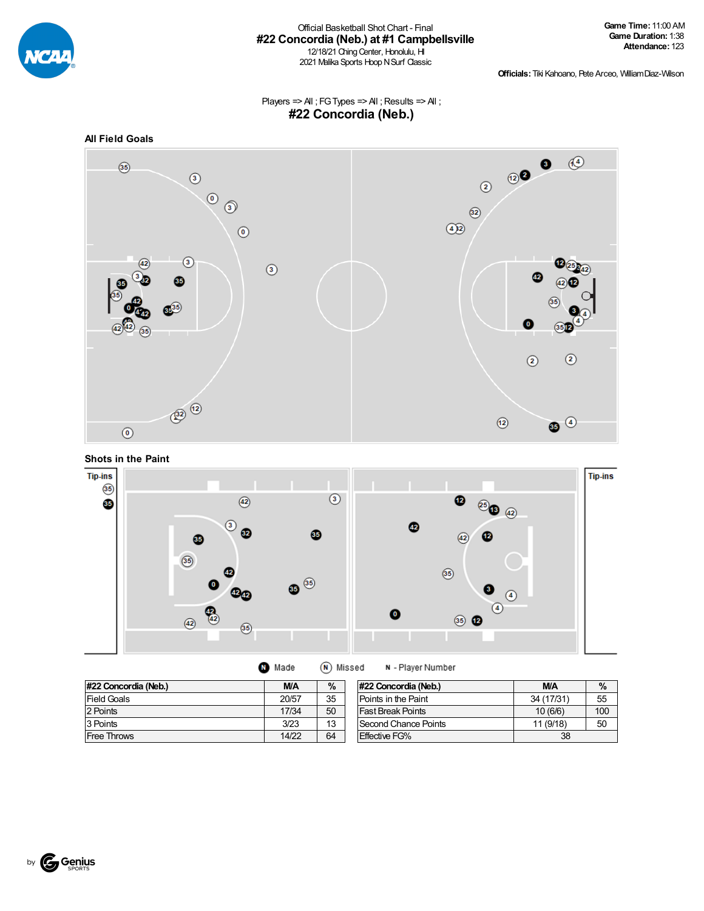Official Basketball Shot Chart - Final

# #22 Concordia (Neb.) at #1 Campbellsville

12/18/21 Ching Center, Honolulu, HI

2021 Malika Sports Hoop N Surf Classic

**Game Time:** 11:00 AM
**Game Duration:** 1:38
**Attendance:** 123

**Officials:** Tiki Kahoano, Pete Arceo, William Diaz-Wilson

Players => All ; FG Types => All ; Results => All ;

## #22 Concordia (Neb.)

### All Field Goals

### Shots in the Paint

Tip-ins

Tip-ins

N Made     N Missed     N - Player Number

| #22 Concordia (Neb.) | M/A | % |
|---|---|---|
| Field Goals | 20/57 | 35 |
| 2 Points | 17/34 | 50 |
| 3 Points | 3/23 | 13 |
| Free Throws | 14/22 | 64 |

| #22 Concordia (Neb.) | M/A | % |
|---|---|---|
| Points in the Paint | 34 (17/31) | 55 |
| Fast Break Points | 10 (6/6) | 100 |
| Second Chance Points | 11 (9/18) | 50 |
| Effective FG% | 38 | |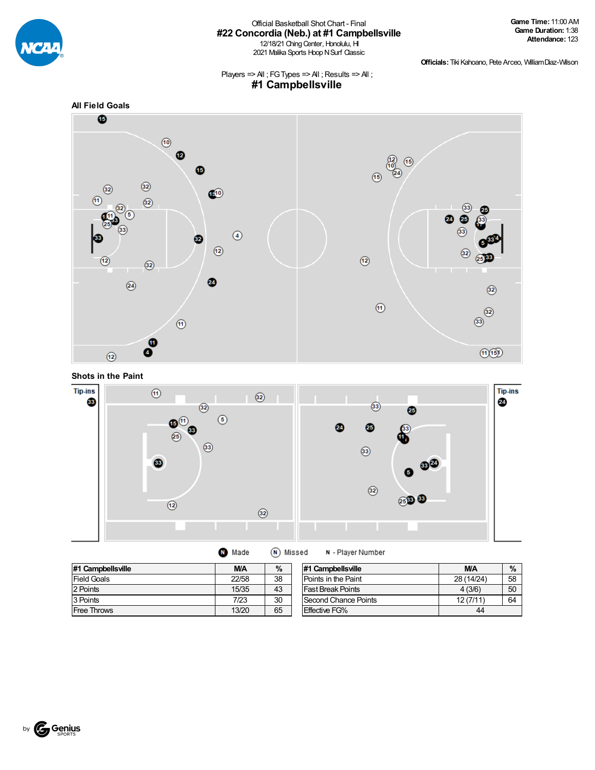Official Basketball Shot Chart - Final

# #22 Concordia (Neb.) at #1 Campbellsville

12/18/21 Ching Center, Honolulu, HI

2021 Malika Sports Hoop N Surf Classic

**Game Time:** 11:00 AM
**Game Duration:** 1:38
**Attendance:** 123

**Officials:** Tiki Kahoano, Pete Arceo, William Diaz-Wilson

Players => All ; FG Types => All ; Results => All ;

## #1 Campbellsville

### All Field Goals

### Shots in the Paint

Tip-ins

Tip-ins

Made

Missed

N - Player Number

| #1 Campbellsville | M/A | % |
|---|---|---|
| Field Goals | 22/58 | 38 |
| 2 Points | 15/35 | 43 |
| 3 Points | 7/23 | 30 |
| Free Throws | 13/20 | 65 |

| #1 Campbellsville | M/A | % |
|---|---|---|
| Points in the Paint | 28 (14/24) | 58 |
| Fast Break Points | 4 (3/6) | 50 |
| Second Chance Points | 12 (7/11) | 64 |
| Effective FG% | 44 | |